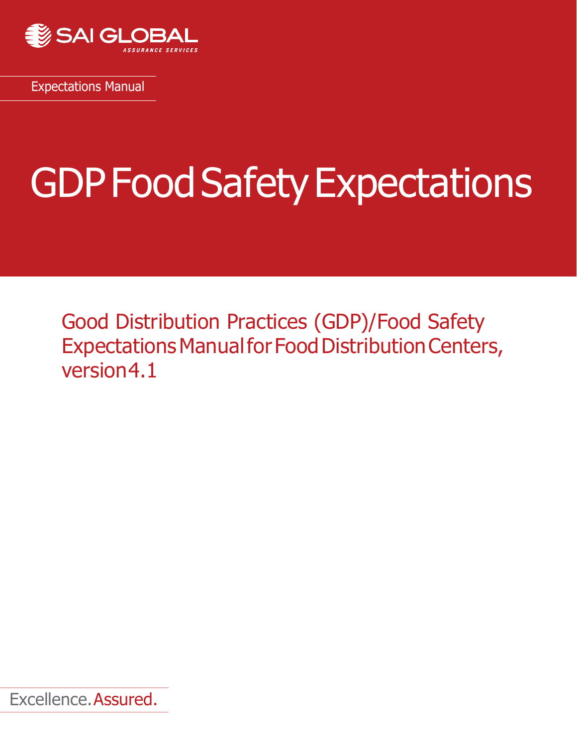SAI GLOBAL

ASSURANCE SERVICES

Expectations Manual

# GDP Food Safety Expectations

## Good Distribution Practices (GDP)/Food Safety Expectations Manual for Food Distribution Centers, version 4.1

Excellence. Assured.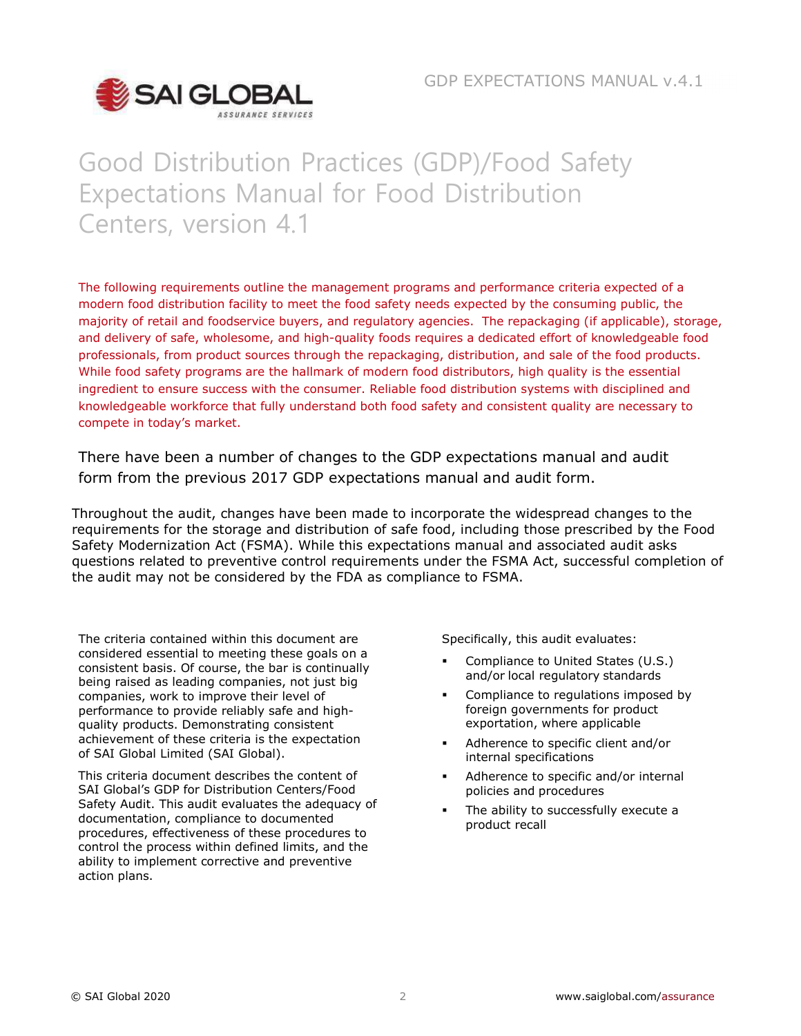# Good Distribution Practices (GDP)/Food Safety Expectations Manual for Food Distribution Centers, version 4.1

The following requirements outline the management programs and performance criteria expected of a modern food distribution facility to meet the food safety needs expected by the consuming public, the majority of retail and foodservice buyers, and regulatory agencies. The repackaging (if applicable), storage, and delivery of safe, wholesome, and high-quality foods requires a dedicated effort of knowledgeable food professionals, from product sources through the repackaging, distribution, and sale of the food products. While food safety programs are the hallmark of modern food distributors, high quality is the essential ingredient to ensure success with the consumer. Reliable food distribution systems with disciplined and knowledgeable workforce that fully understand both food safety and consistent quality are necessary to compete in today's market.

There have been a number of changes to the GDP expectations manual and audit form from the previous 2017 GDP expectations manual and audit form.

Throughout the audit, changes have been made to incorporate the widespread changes to the requirements for the storage and distribution of safe food, including those prescribed by the Food Safety Modernization Act (FSMA). While this expectations manual and associated audit asks questions related to preventive control requirements under the FSMA Act, successful completion of the audit may not be considered by the FDA as compliance to FSMA.

The criteria contained within this document are considered essential to meeting these goals on a consistent basis. Of course, the bar is continually being raised as leading companies, not just big companies, work to improve their level of performance to provide reliably safe and high-quality products. Demonstrating consistent achievement of these criteria is the expectation of SAI Global Limited (SAI Global).

This criteria document describes the content of SAI Global's GDP for Distribution Centers/Food Safety Audit. This audit evaluates the adequacy of documentation, compliance to documented procedures, effectiveness of these procedures to control the process within defined limits, and the ability to implement corrective and preventive action plans.

Specifically, this audit evaluates:

- Compliance to United States (U.S.) and/or local regulatory standards
- Compliance to regulations imposed by foreign governments for product exportation, where applicable
- Adherence to specific client and/or internal specifications
- Adherence to specific and/or internal policies and procedures
- The ability to successfully execute a product recall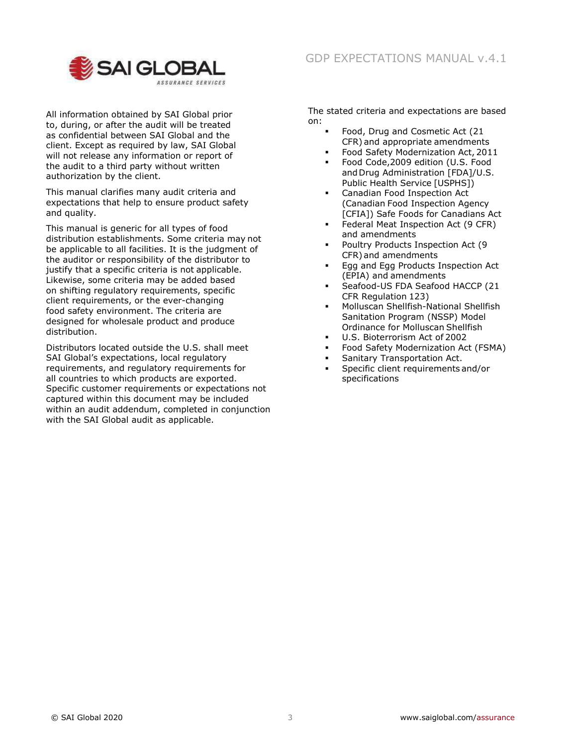All information obtained by SAI Global prior to, during, or after the audit will be treated as confidential between SAI Global and the client. Except as required by law, SAI Global will not release any information or report of the audit to a third party without written authorization by the client.

This manual clarifies many audit criteria and expectations that help to ensure product safety and quality.

This manual is generic for all types of food distribution establishments. Some criteria may not be applicable to all facilities. It is the judgment of the auditor or responsibility of the distributor to justify that a specific criteria is not applicable. Likewise, some criteria may be added based on shifting regulatory requirements, specific client requirements, or the ever-changing food safety environment. The criteria are designed for wholesale product and produce distribution.

Distributors located outside the U.S. shall meet SAI Global's expectations, local regulatory requirements, and regulatory requirements for all countries to which products are exported. Specific customer requirements or expectations not captured within this document may be included within an audit addendum, completed in conjunction with the SAI Global audit as applicable.

The stated criteria and expectations are based on:

- Food, Drug and Cosmetic Act (21 CFR) and appropriate amendments
- Food Safety Modernization Act, 2011
- Food Code,2009 edition (U.S. Food and Drug Administration [FDA]/U.S. Public Health Service [USPHS])
- Canadian Food Inspection Act (Canadian Food Inspection Agency [CFIA]) Safe Foods for Canadians Act
- Federal Meat Inspection Act (9 CFR) and amendments
- Poultry Products Inspection Act (9 CFR) and amendments
- Egg and Egg Products Inspection Act (EPIA) and amendments
- Seafood-US FDA Seafood HACCP (21 CFR Regulation 123)
- Molluscan Shellfish-National Shellfish Sanitation Program (NSSP) Model Ordinance for Molluscan Shellfish
- U.S. Bioterrorism Act of 2002
- Food Safety Modernization Act (FSMA)
- Sanitary Transportation Act.
- Specific client requirements and/or specifications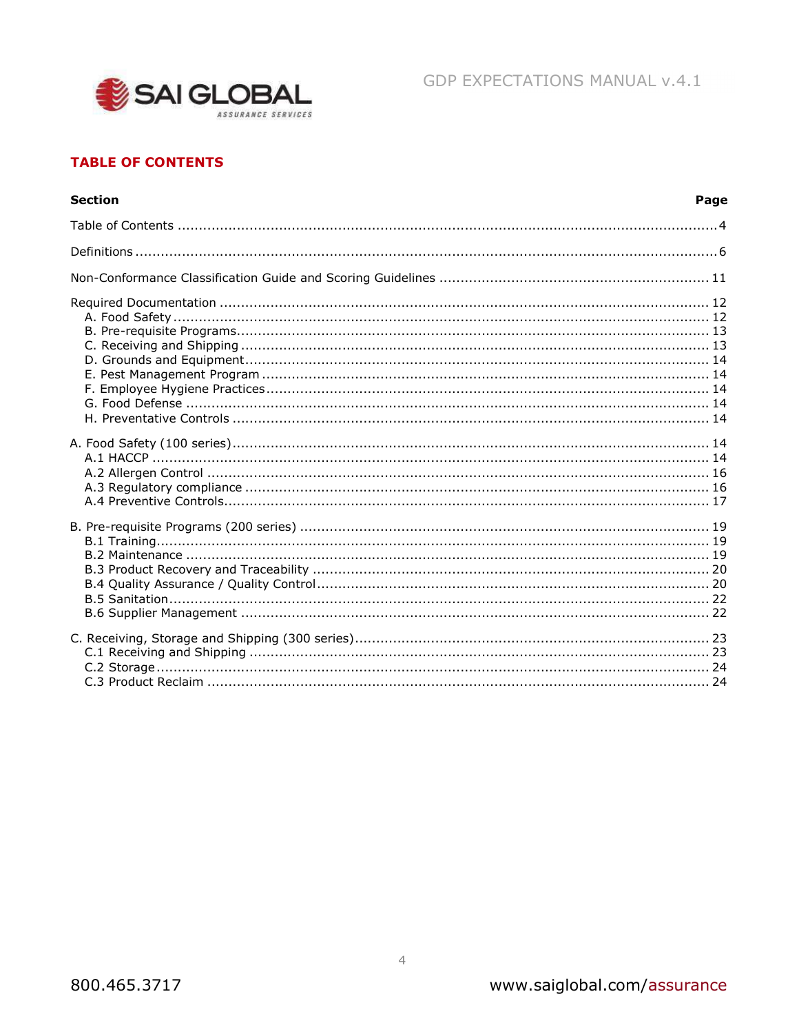## TABLE OF CONTENTS

| Section | Page |
|---|---|
| Table of Contents | 4 |
| Definitions | 6 |
| Non-Conformance Classification Guide and Scoring Guidelines | 11 |
| Required Documentation | 12 |
| A. Food Safety | 12 |
| B. Pre-requisite Programs | 13 |
| C. Receiving and Shipping | 13 |
| D. Grounds and Equipment | 14 |
| E. Pest Management Program | 14 |
| F. Employee Hygiene Practices | 14 |
| G. Food Defense | 14 |
| H. Preventative Controls | 14 |
| A. Food Safety (100 series) | 14 |
| A.1 HACCP | 14 |
| A.2 Allergen Control | 16 |
| A.3 Regulatory compliance | 16 |
| A.4 Preventive Controls | 17 |
| B. Pre-requisite Programs (200 series) | 19 |
| B.1 Training | 19 |
| B.2 Maintenance | 19 |
| B.3 Product Recovery and Traceability | 20 |
| B.4 Quality Assurance / Quality Control | 20 |
| B.5 Sanitation | 22 |
| B.6 Supplier Management | 22 |
| C. Receiving, Storage and Shipping (300 series) | 23 |
| C.1 Receiving and Shipping | 23 |
| C.2 Storage | 24 |
| C.3 Product Reclaim | 24 |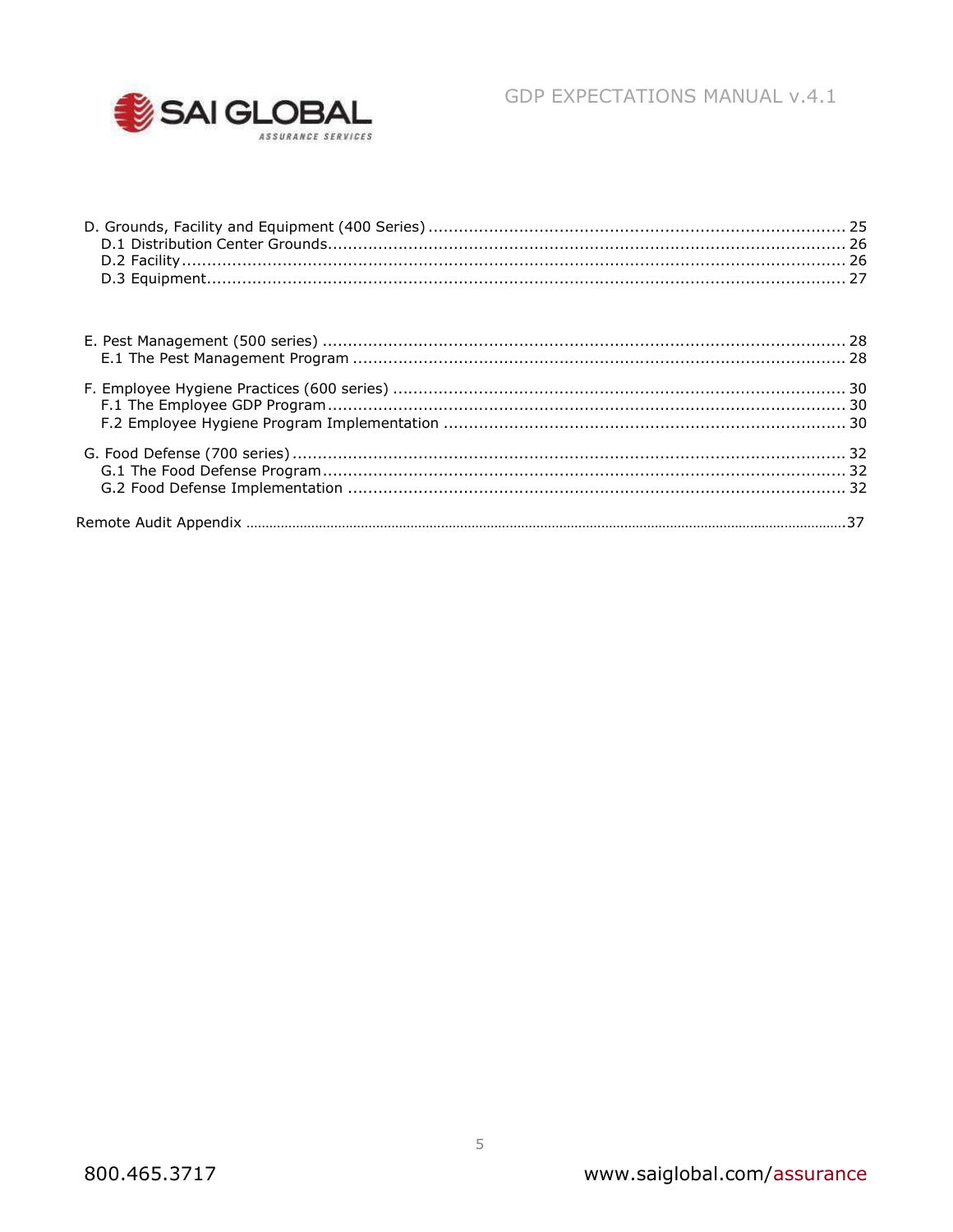D. Grounds, Facility and Equipment (400 Series) ........................................................................... 25
  D.1 Distribution Center Grounds ........................................................................................... 26
  D.2 Facility ........................................................................................................................ 26
  D.3 Equipment ................................................................................................................... 27

E. Pest Management (500 series) ............................................................................................ 28
  E.1 The Pest Management Program ....................................................................................... 28

F. Employee Hygiene Practices (600 series) .............................................................................. 30
  F.1 The Employee GDP Program ........................................................................................... 30
  F.2 Employee Hygiene Program Implementation ..................................................................... 30

G. Food Defense (700 series) ................................................................................................... 32
  G.1 The Food Defense Program ............................................................................................. 32
  G.2 Food Defense Implementation ........................................................................................ 32

Remote Audit Appendix ............................................................................................................ 37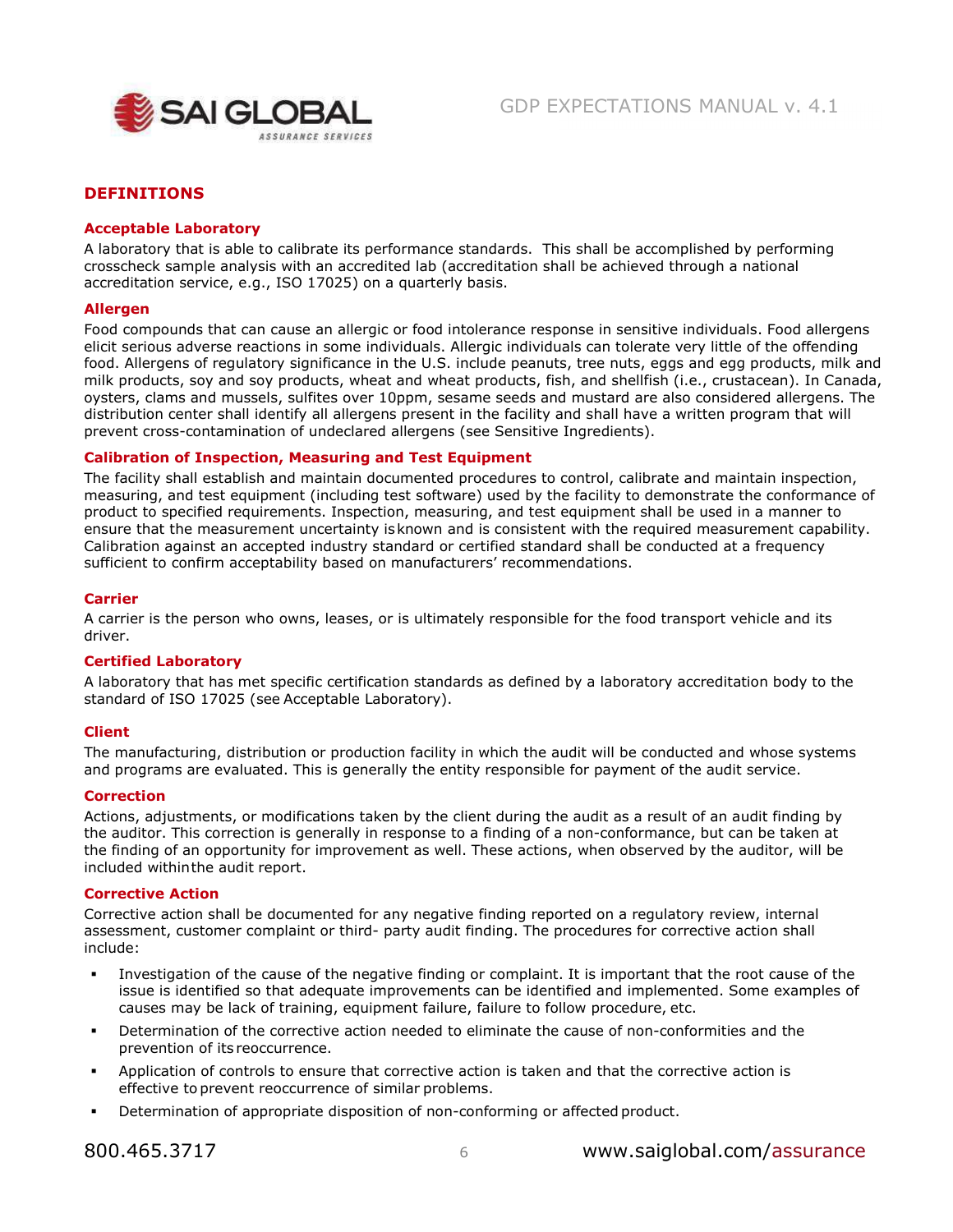## DEFINITIONS

### Acceptable Laboratory

A laboratory that is able to calibrate its performance standards. This shall be accomplished by performing crosscheck sample analysis with an accredited lab (accreditation shall be achieved through a national accreditation service, e.g., ISO 17025) on a quarterly basis.

### Allergen

Food compounds that can cause an allergic or food intolerance response in sensitive individuals. Food allergens elicit serious adverse reactions in some individuals. Allergic individuals can tolerate very little of the offending food. Allergens of regulatory significance in the U.S. include peanuts, tree nuts, eggs and egg products, milk and milk products, soy and soy products, wheat and wheat products, fish, and shellfish (i.e., crustacean). In Canada, oysters, clams and mussels, sulfites over 10ppm, sesame seeds and mustard are also considered allergens. The distribution center shall identify all allergens present in the facility and shall have a written program that will prevent cross-contamination of undeclared allergens (see Sensitive Ingredients).

### Calibration of Inspection, Measuring and Test Equipment

The facility shall establish and maintain documented procedures to control, calibrate and maintain inspection, measuring, and test equipment (including test software) used by the facility to demonstrate the conformance of product to specified requirements. Inspection, measuring, and test equipment shall be used in a manner to ensure that the measurement uncertainty is known and is consistent with the required measurement capability. Calibration against an accepted industry standard or certified standard shall be conducted at a frequency sufficient to confirm acceptability based on manufacturers' recommendations.

### Carrier

A carrier is the person who owns, leases, or is ultimately responsible for the food transport vehicle and its driver.

### Certified Laboratory

A laboratory that has met specific certification standards as defined by a laboratory accreditation body to the standard of ISO 17025 (see Acceptable Laboratory).

### Client

The manufacturing, distribution or production facility in which the audit will be conducted and whose systems and programs are evaluated. This is generally the entity responsible for payment of the audit service.

### Correction

Actions, adjustments, or modifications taken by the client during the audit as a result of an audit finding by the auditor. This correction is generally in response to a finding of a non-conformance, but can be taken at the finding of an opportunity for improvement as well. These actions, when observed by the auditor, will be included within the audit report.

### Corrective Action

Corrective action shall be documented for any negative finding reported on a regulatory review, internal assessment, customer complaint or third- party audit finding. The procedures for corrective action shall include:

- Investigation of the cause of the negative finding or complaint. It is important that the root cause of the issue is identified so that adequate improvements can be identified and implemented. Some examples of causes may be lack of training, equipment failure, failure to follow procedure, etc.
- Determination of the corrective action needed to eliminate the cause of non-conformities and the prevention of its reoccurrence.
- Application of controls to ensure that corrective action is taken and that the corrective action is effective to prevent reoccurrence of similar problems.
- Determination of appropriate disposition of non-conforming or affected product.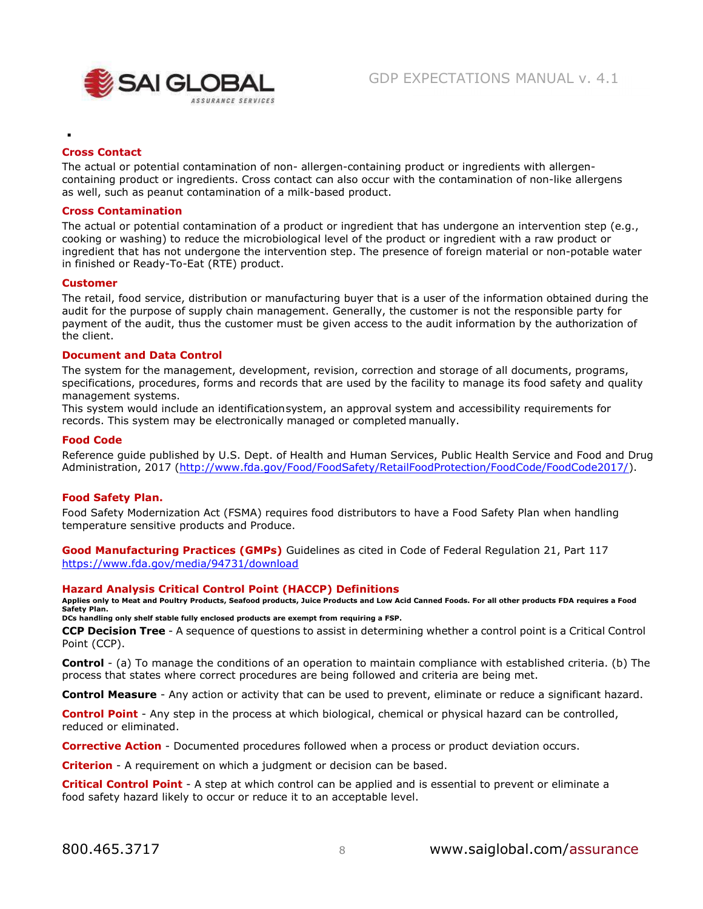### Cross Contact

The actual or potential contamination of non- allergen-containing product or ingredients with allergen-containing product or ingredients. Cross contact can also occur with the contamination of non-like allergens as well, such as peanut contamination of a milk-based product.

### Cross Contamination

The actual or potential contamination of a product or ingredient that has undergone an intervention step (e.g., cooking or washing) to reduce the microbiological level of the product or ingredient with a raw product or ingredient that has not undergone the intervention step. The presence of foreign material or non-potable water in finished or Ready-To-Eat (RTE) product.

### Customer

The retail, food service, distribution or manufacturing buyer that is a user of the information obtained during the audit for the purpose of supply chain management. Generally, the customer is not the responsible party for payment of the audit, thus the customer must be given access to the audit information by the authorization of the client.

### Document and Data Control

The system for the management, development, revision, correction and storage of all documents, programs, specifications, procedures, forms and records that are used by the facility to manage its food safety and quality management systems.

This system would include an identification system, an approval system and accessibility requirements for records. This system may be electronically managed or completed manually.

### Food Code

Reference guide published by U.S. Dept. of Health and Human Services, Public Health Service and Food and Drug Administration, 2017 (http://www.fda.gov/Food/FoodSafety/RetailFoodProtection/FoodCode/FoodCode2017/).

### Food Safety Plan.

Food Safety Modernization Act (FSMA) requires food distributors to have a Food Safety Plan when handling temperature sensitive products and Produce.

**Good Manufacturing Practices (GMPs)** Guidelines as cited in Code of Federal Regulation 21, Part 117 https://www.fda.gov/media/94731/download

### Hazard Analysis Critical Control Point (HACCP) Definitions

**Applies only to Meat and Poultry Products, Seafood products, Juice Products and Low Acid Canned Foods. For all other products FDA requires a Food Safety Plan.**
**DCs handling only shelf stable fully enclosed products are exempt from requiring a FSP.**

**CCP Decision Tree** - A sequence of questions to assist in determining whether a control point is a Critical Control Point (CCP).

**Control** - (a) To manage the conditions of an operation to maintain compliance with established criteria. (b) The process that states where correct procedures are being followed and criteria are being met.

**Control Measure** - Any action or activity that can be used to prevent, eliminate or reduce a significant hazard.

**Control Point** - Any step in the process at which biological, chemical or physical hazard can be controlled, reduced or eliminated.

**Corrective Action** - Documented procedures followed when a process or product deviation occurs.

**Criterion** - A requirement on which a judgment or decision can be based.

**Critical Control Point** - A step at which control can be applied and is essential to prevent or eliminate a food safety hazard likely to occur or reduce it to an acceptable level.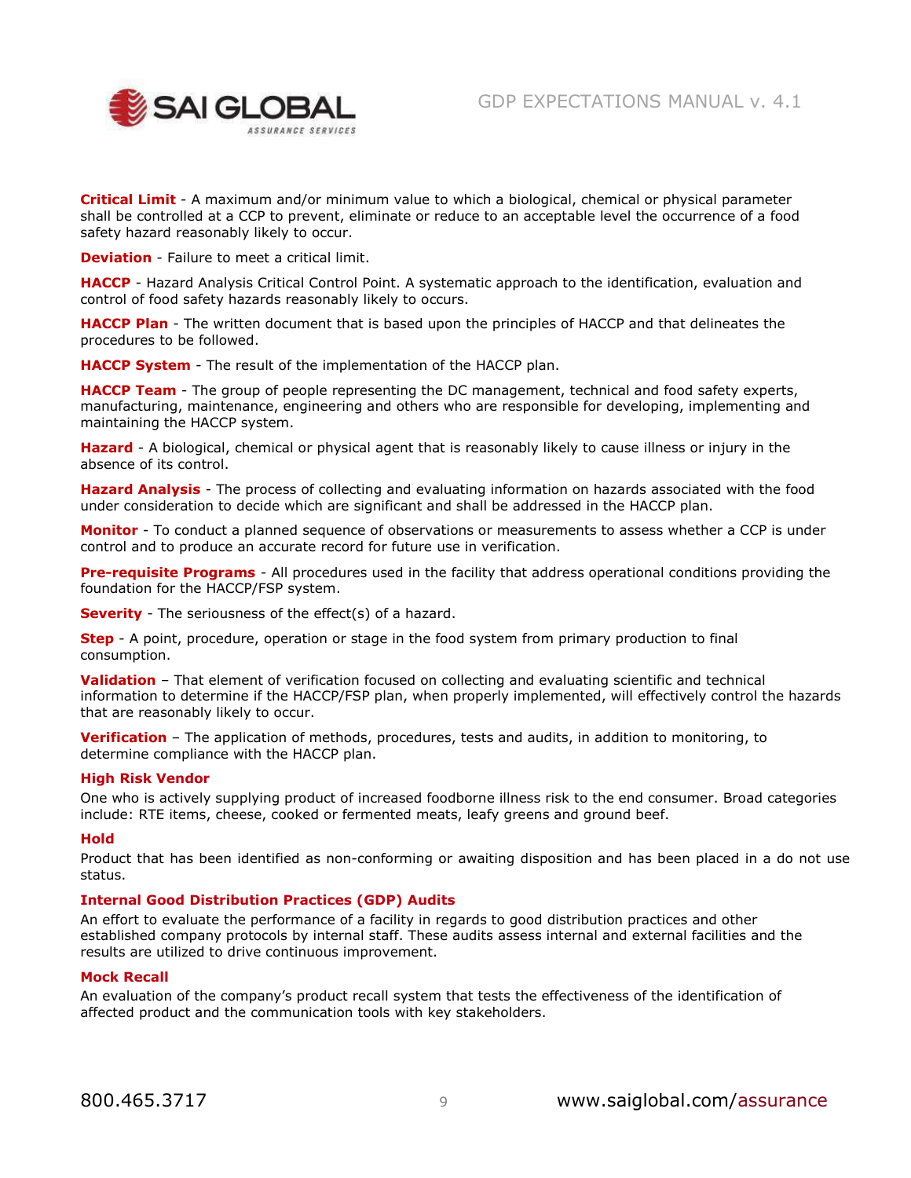**Critical Limit** - A maximum and/or minimum value to which a biological, chemical or physical parameter shall be controlled at a CCP to prevent, eliminate or reduce to an acceptable level the occurrence of a food safety hazard reasonably likely to occur.

**Deviation** - Failure to meet a critical limit.

**HACCP** - Hazard Analysis Critical Control Point. A systematic approach to the identification, evaluation and control of food safety hazards reasonably likely to occurs.

**HACCP Plan** - The written document that is based upon the principles of HACCP and that delineates the procedures to be followed.

**HACCP System** - The result of the implementation of the HACCP plan.

**HACCP Team** - The group of people representing the DC management, technical and food safety experts, manufacturing, maintenance, engineering and others who are responsible for developing, implementing and maintaining the HACCP system.

**Hazard** - A biological, chemical or physical agent that is reasonably likely to cause illness or injury in the absence of its control.

**Hazard Analysis** - The process of collecting and evaluating information on hazards associated with the food under consideration to decide which are significant and shall be addressed in the HACCP plan.

**Monitor** - To conduct a planned sequence of observations or measurements to assess whether a CCP is under control and to produce an accurate record for future use in verification.

**Pre-requisite Programs** - All procedures used in the facility that address operational conditions providing the foundation for the HACCP/FSP system.

**Severity** - The seriousness of the effect(s) of a hazard.

**Step** - A point, procedure, operation or stage in the food system from primary production to final consumption.

**Validation** – That element of verification focused on collecting and evaluating scientific and technical information to determine if the HACCP/FSP plan, when properly implemented, will effectively control the hazards that are reasonably likely to occur.

**Verification** – The application of methods, procedures, tests and audits, in addition to monitoring, to determine compliance with the HACCP plan.

**High Risk Vendor**

One who is actively supplying product of increased foodborne illness risk to the end consumer. Broad categories include: RTE items, cheese, cooked or fermented meats, leafy greens and ground beef.

**Hold**

Product that has been identified as non-conforming or awaiting disposition and has been placed in a do not use status.

**Internal Good Distribution Practices (GDP) Audits**

An effort to evaluate the performance of a facility in regards to good distribution practices and other established company protocols by internal staff. These audits assess internal and external facilities and the results are utilized to drive continuous improvement.

**Mock Recall**

An evaluation of the company's product recall system that tests the effectiveness of the identification of affected product and the communication tools with key stakeholders.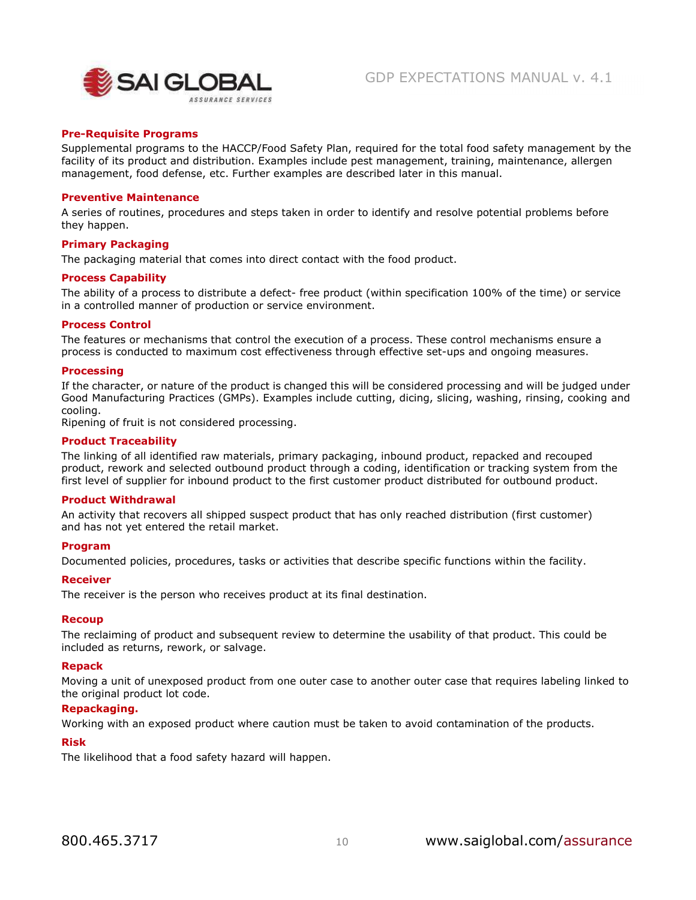### Pre-Requisite Programs

Supplemental programs to the HACCP/Food Safety Plan, required for the total food safety management by the facility of its product and distribution. Examples include pest management, training, maintenance, allergen management, food defense, etc. Further examples are described later in this manual.

### Preventive Maintenance

A series of routines, procedures and steps taken in order to identify and resolve potential problems before they happen.

### Primary Packaging

The packaging material that comes into direct contact with the food product.

### Process Capability

The ability of a process to distribute a defect- free product (within specification 100% of the time) or service in a controlled manner of production or service environment.

### Process Control

The features or mechanisms that control the execution of a process. These control mechanisms ensure a process is conducted to maximum cost effectiveness through effective set-ups and ongoing measures.

### Processing

If the character, or nature of the product is changed this will be considered processing and will be judged under Good Manufacturing Practices (GMPs). Examples include cutting, dicing, slicing, washing, rinsing, cooking and cooling.

Ripening of fruit is not considered processing.

### Product Traceability

The linking of all identified raw materials, primary packaging, inbound product, repacked and recouped product, rework and selected outbound product through a coding, identification or tracking system from the first level of supplier for inbound product to the first customer product distributed for outbound product.

### Product Withdrawal

An activity that recovers all shipped suspect product that has only reached distribution (first customer) and has not yet entered the retail market.

### Program

Documented policies, procedures, tasks or activities that describe specific functions within the facility.

### Receiver

The receiver is the person who receives product at its final destination.

### Recoup

The reclaiming of product and subsequent review to determine the usability of that product. This could be included as returns, rework, or salvage.

### Repack

Moving a unit of unexposed product from one outer case to another outer case that requires labeling linked to the original product lot code.

### Repackaging.

Working with an exposed product where caution must be taken to avoid contamination of the products.

### Risk

The likelihood that a food safety hazard will happen.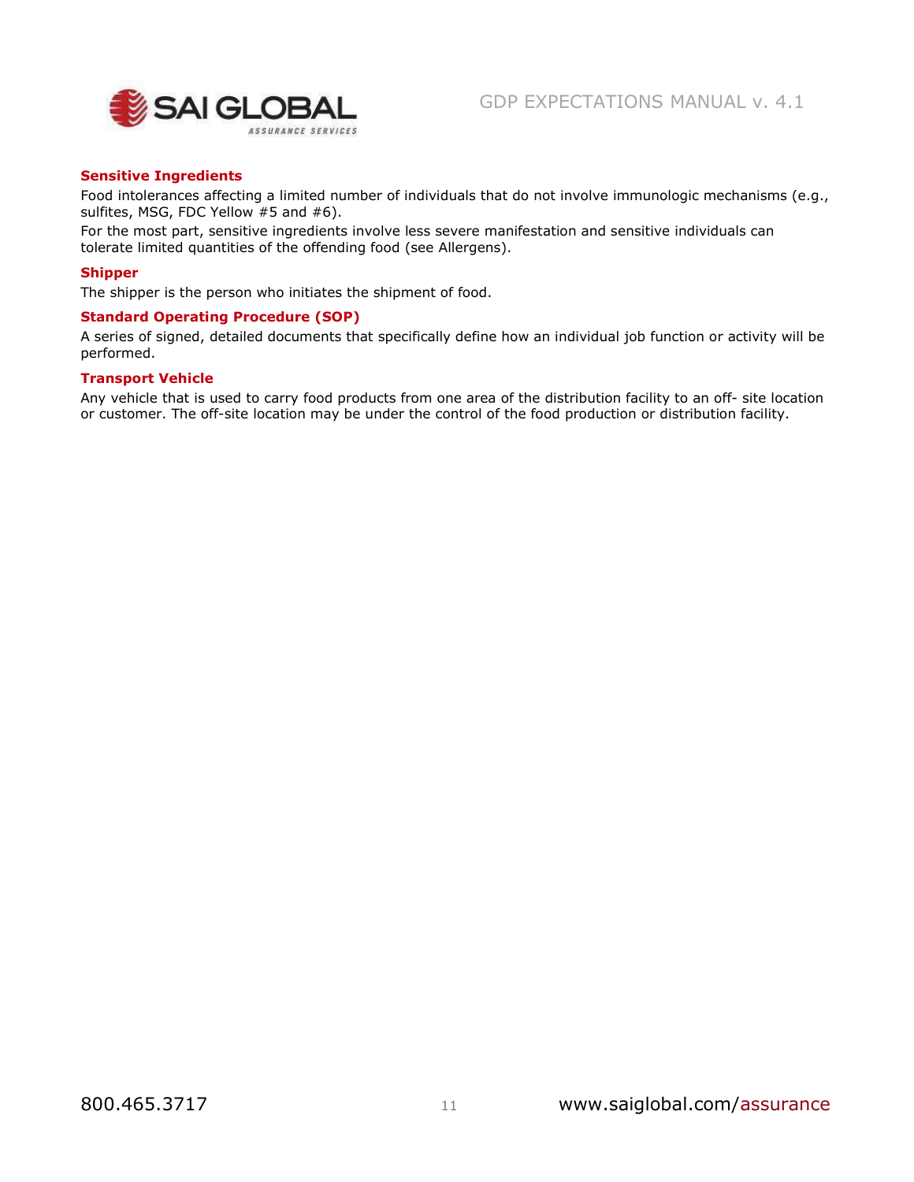**Sensitive Ingredients**

Food intolerances affecting a limited number of individuals that do not involve immunologic mechanisms (e.g., sulfites, MSG, FDC Yellow #5 and #6).

For the most part, sensitive ingredients involve less severe manifestation and sensitive individuals can tolerate limited quantities of the offending food (see Allergens).

**Shipper**

The shipper is the person who initiates the shipment of food.

**Standard Operating Procedure (SOP)**

A series of signed, detailed documents that specifically define how an individual job function or activity will be performed.

**Transport Vehicle**

Any vehicle that is used to carry food products from one area of the distribution facility to an off- site location or customer. The off-site location may be under the control of the food production or distribution facility.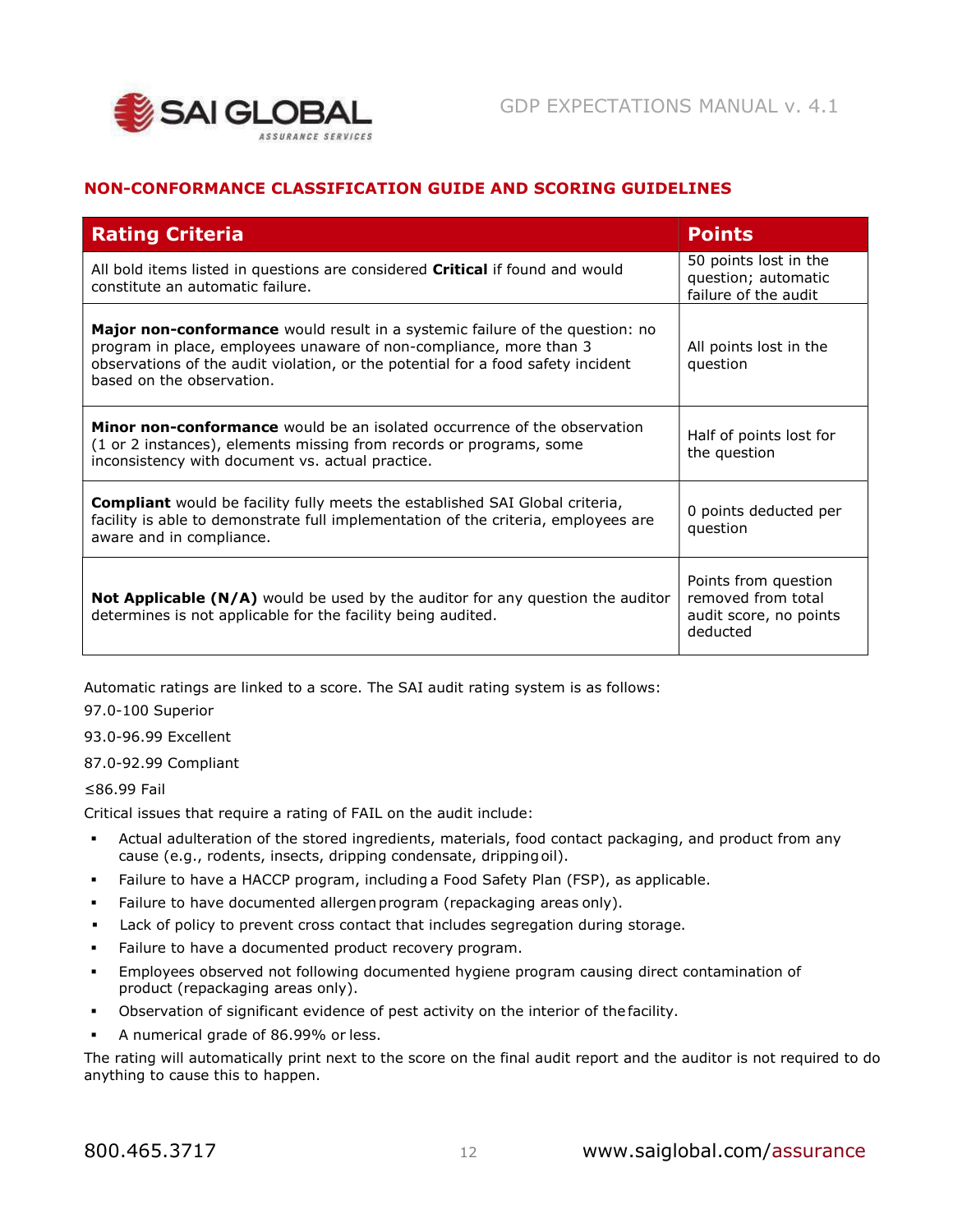## NON-CONFORMANCE CLASSIFICATION GUIDE AND SCORING GUIDELINES

| Rating Criteria | Points |
|---|---|
| All bold items listed in questions are considered **Critical** if found and would constitute an automatic failure. | 50 points lost in the question; automatic failure of the audit |
| **Major non-conformance** would result in a systemic failure of the question: no program in place, employees unaware of non-compliance, more than 3 observations of the audit violation, or the potential for a food safety incident based on the observation. | All points lost in the question |
| **Minor non-conformance** would be an isolated occurrence of the observation (1 or 2 instances), elements missing from records or programs, some inconsistency with document vs. actual practice. | Half of points lost for the question |
| **Compliant** would be facility fully meets the established SAI Global criteria, facility is able to demonstrate full implementation of the criteria, employees are aware and in compliance. | 0 points deducted per question |
| **Not Applicable (N/A)** would be used by the auditor for any question the auditor determines is not applicable for the facility being audited. | Points from question removed from total audit score, no points deducted |

Automatic ratings are linked to a score. The SAI audit rating system is as follows:

97.0-100 Superior

93.0-96.99 Excellent

87.0-92.99 Compliant

≤86.99 Fail

Critical issues that require a rating of FAIL on the audit include:

- Actual adulteration of the stored ingredients, materials, food contact packaging, and product from any cause (e.g., rodents, insects, dripping condensate, dripping oil).
- Failure to have a HACCP program, including a Food Safety Plan (FSP), as applicable.
- Failure to have documented allergen program (repackaging areas only).
- Lack of policy to prevent cross contact that includes segregation during storage.
- Failure to have a documented product recovery program.
- Employees observed not following documented hygiene program causing direct contamination of product (repackaging areas only).
- Observation of significant evidence of pest activity on the interior of the facility.
- A numerical grade of 86.99% or less.

The rating will automatically print next to the score on the final audit report and the auditor is not required to do anything to cause this to happen.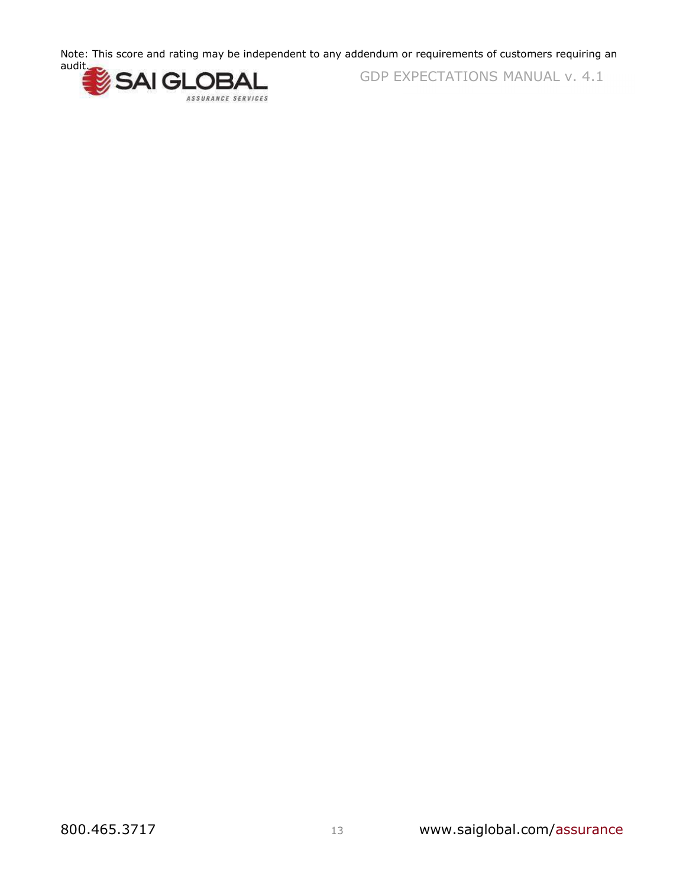Note: This score and rating may be independent to any addendum or requirements of customers requiring an audit.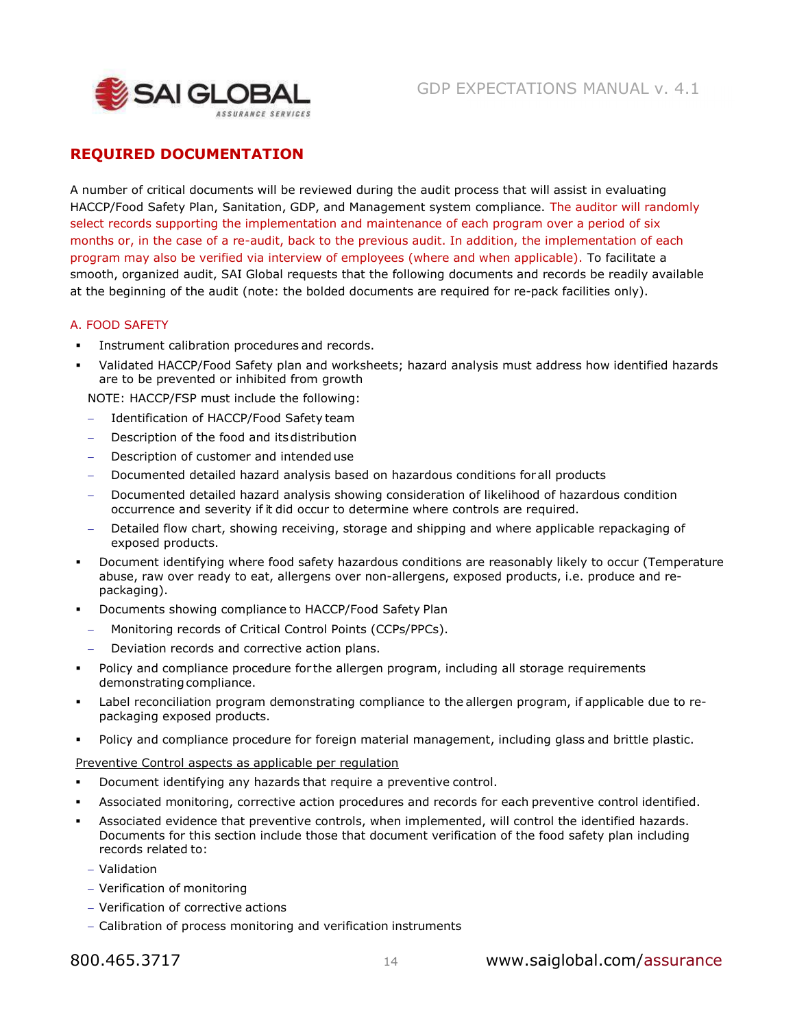## REQUIRED DOCUMENTATION

A number of critical documents will be reviewed during the audit process that will assist in evaluating HACCP/Food Safety Plan, Sanitation, GDP, and Management system compliance. The auditor will randomly select records supporting the implementation and maintenance of each program over a period of six months or, in the case of a re-audit, back to the previous audit. In addition, the implementation of each program may also be verified via interview of employees (where and when applicable). To facilitate a smooth, organized audit, SAI Global requests that the following documents and records be readily available at the beginning of the audit (note: the bolded documents are required for re-pack facilities only).

### A. FOOD SAFETY

- Instrument calibration procedures and records.
- Validated HACCP/Food Safety plan and worksheets; hazard analysis must address how identified hazards are to be prevented or inhibited from growth

  NOTE: HACCP/FSP must include the following:
  - Identification of HACCP/Food Safety team
  - Description of the food and its distribution
  - Description of customer and intended use
  - Documented detailed hazard analysis based on hazardous conditions for all products
  - Documented detailed hazard analysis showing consideration of likelihood of hazardous condition occurrence and severity if it did occur to determine where controls are required.
  - Detailed flow chart, showing receiving, storage and shipping and where applicable repackaging of exposed products.
- Document identifying where food safety hazardous conditions are reasonably likely to occur (Temperature abuse, raw over ready to eat, allergens over non-allergens, exposed products, i.e. produce and re-packaging).
- Documents showing compliance to HACCP/Food Safety Plan
  - Monitoring records of Critical Control Points (CCPs/PPCs).
  - Deviation records and corrective action plans.
- Policy and compliance procedure for the allergen program, including all storage requirements demonstrating compliance.
- Label reconciliation program demonstrating compliance to the allergen program, if applicable due to re-packaging exposed products.
- Policy and compliance procedure for foreign material management, including glass and brittle plastic.

Preventive Control aspects as applicable per regulation

- Document identifying any hazards that require a preventive control.
- Associated monitoring, corrective action procedures and records for each preventive control identified.
- Associated evidence that preventive controls, when implemented, will control the identified hazards. Documents for this section include those that document verification of the food safety plan including records related to:
  - Validation
  - Verification of monitoring
  - Verification of corrective actions
  - Calibration of process monitoring and verification instruments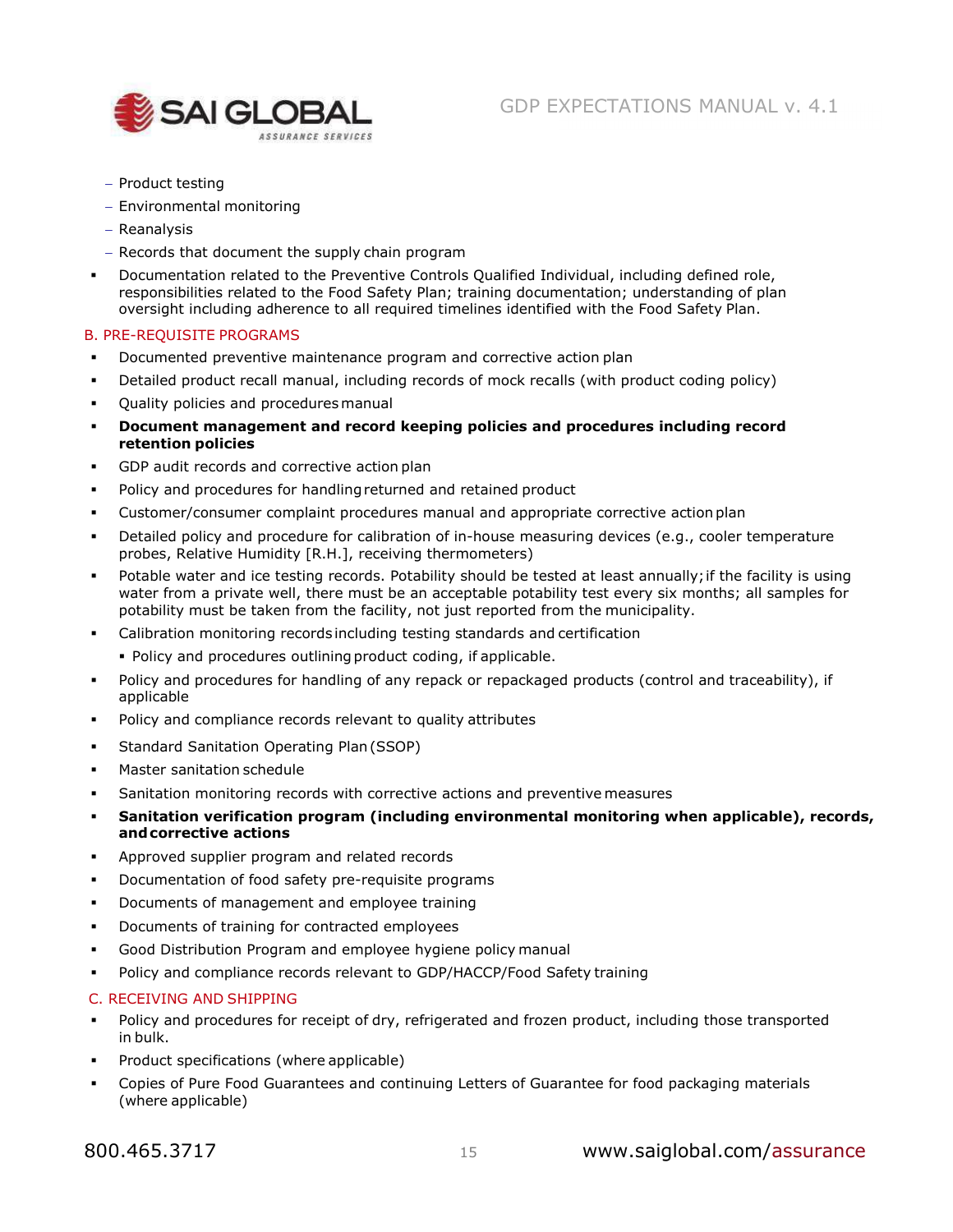- Product testing
  - Environmental monitoring
  - Reanalysis
  - Records that document the supply chain program
- Documentation related to the Preventive Controls Qualified Individual, including defined role, responsibilities related to the Food Safety Plan; training documentation; understanding of plan oversight including adherence to all required timelines identified with the Food Safety Plan.

## B. PRE-REQUISITE PROGRAMS

- Documented preventive maintenance program and corrective action plan
- Detailed product recall manual, including records of mock recalls (with product coding policy)
- Quality policies and procedures manual
- **Document management and record keeping policies and procedures including record retention policies**
- GDP audit records and corrective action plan
- Policy and procedures for handling returned and retained product
- Customer/consumer complaint procedures manual and appropriate corrective action plan
- Detailed policy and procedure for calibration of in-house measuring devices (e.g., cooler temperature probes, Relative Humidity [R.H.], receiving thermometers)
- Potable water and ice testing records. Potability should be tested at least annually; if the facility is using water from a private well, there must be an acceptable potability test every six months; all samples for potability must be taken from the facility, not just reported from the municipality.
- Calibration monitoring records including testing standards and certification
  - Policy and procedures outlining product coding, if applicable.
- Policy and procedures for handling of any repack or repackaged products (control and traceability), if applicable
- Policy and compliance records relevant to quality attributes
- Standard Sanitation Operating Plan (SSOP)
- Master sanitation schedule
- Sanitation monitoring records with corrective actions and preventive measures
- **Sanitation verification program (including environmental monitoring when applicable), records, and corrective actions**
- Approved supplier program and related records
- Documentation of food safety pre-requisite programs
- Documents of management and employee training
- Documents of training for contracted employees
- Good Distribution Program and employee hygiene policy manual
- Policy and compliance records relevant to GDP/HACCP/Food Safety training

## C. RECEIVING AND SHIPPING

- Policy and procedures for receipt of dry, refrigerated and frozen product, including those transported in bulk.
- Product specifications (where applicable)
- Copies of Pure Food Guarantees and continuing Letters of Guarantee for food packaging materials (where applicable)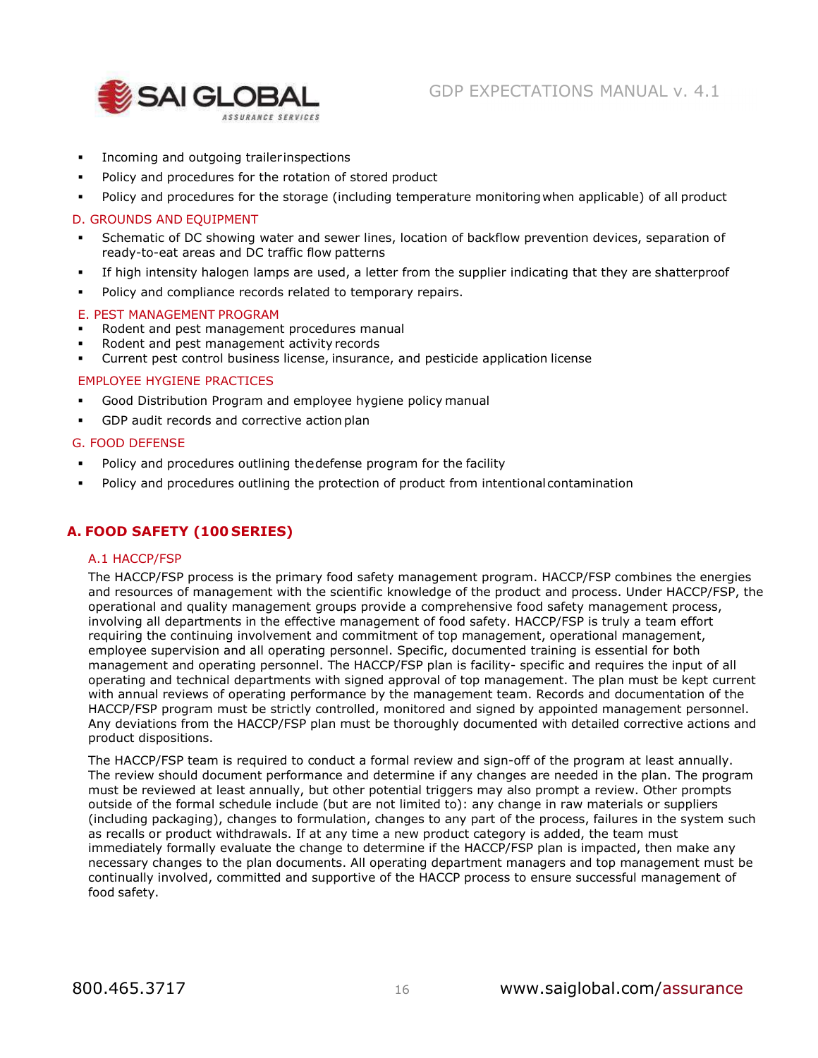- Incoming and outgoing trailer inspections
- Policy and procedures for the rotation of stored product
- Policy and procedures for the storage (including temperature monitoring when applicable) of all product

### D. GROUNDS AND EQUIPMENT

- Schematic of DC showing water and sewer lines, location of backflow prevention devices, separation of ready-to-eat areas and DC traffic flow patterns
- If high intensity halogen lamps are used, a letter from the supplier indicating that they are shatterproof
- Policy and compliance records related to temporary repairs.

### E. PEST MANAGEMENT PROGRAM

- Rodent and pest management procedures manual
- Rodent and pest management activity records
- Current pest control business license, insurance, and pesticide application license

### EMPLOYEE HYGIENE PRACTICES

- Good Distribution Program and employee hygiene policy manual
- GDP audit records and corrective action plan

### G. FOOD DEFENSE

- Policy and procedures outlining the defense program for the facility
- Policy and procedures outlining the protection of product from intentional contamination

## A. FOOD SAFETY (100 SERIES)

### A.1 HACCP/FSP

The HACCP/FSP process is the primary food safety management program. HACCP/FSP combines the energies and resources of management with the scientific knowledge of the product and process. Under HACCP/FSP, the operational and quality management groups provide a comprehensive food safety management process, involving all departments in the effective management of food safety. HACCP/FSP is truly a team effort requiring the continuing involvement and commitment of top management, operational management, employee supervision and all operating personnel. Specific, documented training is essential for both management and operating personnel. The HACCP/FSP plan is facility- specific and requires the input of all operating and technical departments with signed approval of top management. The plan must be kept current with annual reviews of operating performance by the management team. Records and documentation of the HACCP/FSP program must be strictly controlled, monitored and signed by appointed management personnel. Any deviations from the HACCP/FSP plan must be thoroughly documented with detailed corrective actions and product dispositions.

The HACCP/FSP team is required to conduct a formal review and sign-off of the program at least annually. The review should document performance and determine if any changes are needed in the plan. The program must be reviewed at least annually, but other potential triggers may also prompt a review. Other prompts outside of the formal schedule include (but are not limited to): any change in raw materials or suppliers (including packaging), changes to formulation, changes to any part of the process, failures in the system such as recalls or product withdrawals. If at any time a new product category is added, the team must immediately formally evaluate the change to determine if the HACCP/FSP plan is impacted, then make any necessary changes to the plan documents. All operating department managers and top management must be continually involved, committed and supportive of the HACCP process to ensure successful management of food safety.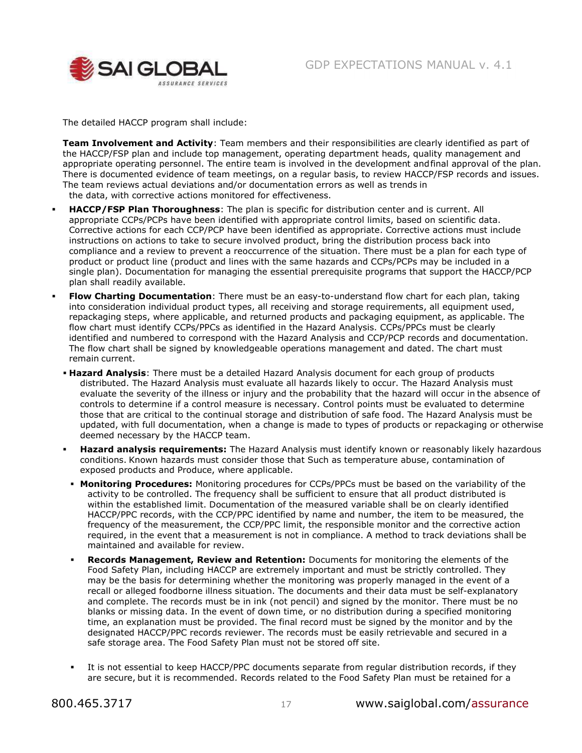The detailed HACCP program shall include:

**Team Involvement and Activity**: Team members and their responsibilities are clearly identified as part of the HACCP/FSP plan and include top management, operating department heads, quality management and appropriate operating personnel. The entire team is involved in the development and final approval of the plan. There is documented evidence of team meetings, on a regular basis, to review HACCP/FSP records and issues. The team reviews actual deviations and/or documentation errors as well as trends in the data, with corrective actions monitored for effectiveness.

- **HACCP/FSP Plan Thoroughness**: The plan is specific for distribution center and is current. All appropriate CCPs/PCPs have been identified with appropriate control limits, based on scientific data. Corrective actions for each CCP/PCP have been identified as appropriate. Corrective actions must include instructions on actions to take to secure involved product, bring the distribution process back into compliance and a review to prevent a reoccurrence of the situation. There must be a plan for each type of product or product line (product and lines with the same hazards and CCPs/PCPs may be included in a single plan). Documentation for managing the essential prerequisite programs that support the HACCP/PCP plan shall readily available.
- **Flow Charting Documentation**: There must be an easy-to-understand flow chart for each plan, taking into consideration individual product types, all receiving and storage requirements, all equipment used, repackaging steps, where applicable, and returned products and packaging equipment, as applicable. The flow chart must identify CCPs/PPCs as identified in the Hazard Analysis. CCPs/PPCs must be clearly identified and numbered to correspond with the Hazard Analysis and CCP/PCP records and documentation. The flow chart shall be signed by knowledgeable operations management and dated. The chart must remain current.
- **Hazard Analysis**: There must be a detailed Hazard Analysis document for each group of products distributed. The Hazard Analysis must evaluate all hazards likely to occur. The Hazard Analysis must evaluate the severity of the illness or injury and the probability that the hazard will occur in the absence of controls to determine if a control measure is necessary. Control points must be evaluated to determine those that are critical to the continual storage and distribution of safe food. The Hazard Analysis must be updated, with full documentation, when a change is made to types of products or repackaging or otherwise deemed necessary by the HACCP team.
- **Hazard analysis requirements:** The Hazard Analysis must identify known or reasonably likely hazardous conditions. Known hazards must consider those that Such as temperature abuse, contamination of exposed products and Produce, where applicable.
- **Monitoring Procedures:** Monitoring procedures for CCPs/PPCs must be based on the variability of the activity to be controlled. The frequency shall be sufficient to ensure that all product distributed is within the established limit. Documentation of the measured variable shall be on clearly identified HACCP/PPC records, with the CCP/PPC identified by name and number, the item to be measured, the frequency of the measurement, the CCP/PPC limit, the responsible monitor and the corrective action required, in the event that a measurement is not in compliance. A method to track deviations shall be maintained and available for review.
- **Records Management, Review and Retention:** Documents for monitoring the elements of the Food Safety Plan, including HACCP are extremely important and must be strictly controlled. They may be the basis for determining whether the monitoring was properly managed in the event of a recall or alleged foodborne illness situation. The documents and their data must be self-explanatory and complete. The records must be in ink (not pencil) and signed by the monitor. There must be no blanks or missing data. In the event of down time, or no distribution during a specified monitoring time, an explanation must be provided. The final record must be signed by the monitor and by the designated HACCP/PPC records reviewer. The records must be easily retrievable and secured in a safe storage area. The Food Safety Plan must not be stored off site.
- It is not essential to keep HACCP/PPC documents separate from regular distribution records, if they are secure, but it is recommended. Records related to the Food Safety Plan must be retained for a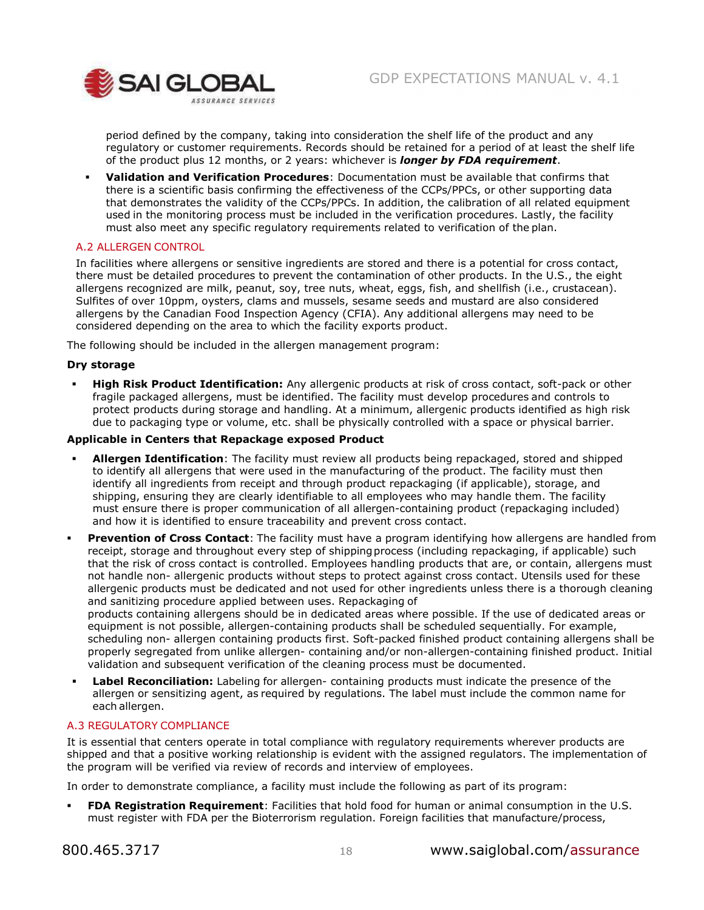period defined by the company, taking into consideration the shelf life of the product and any regulatory or customer requirements. Records should be retained for a period of at least the shelf life of the product plus 12 months, or 2 years: whichever is ***longer by FDA requirement***.

- **Validation and Verification Procedures**: Documentation must be available that confirms that there is a scientific basis confirming the effectiveness of the CCPs/PPCs, or other supporting data that demonstrates the validity of the CCPs/PPCs. In addition, the calibration of all related equipment used in the monitoring process must be included in the verification procedures. Lastly, the facility must also meet any specific regulatory requirements related to verification of the plan.

## A.2 ALLERGEN CONTROL

In facilities where allergens or sensitive ingredients are stored and there is a potential for cross contact, there must be detailed procedures to prevent the contamination of other products. In the U.S., the eight allergens recognized are milk, peanut, soy, tree nuts, wheat, eggs, fish, and shellfish (i.e., crustacean). Sulfites of over 10ppm, oysters, clams and mussels, sesame seeds and mustard are also considered allergens by the Canadian Food Inspection Agency (CFIA). Any additional allergens may need to be considered depending on the area to which the facility exports product.

The following should be included in the allergen management program:

**Dry storage**

- **High Risk Product Identification:** Any allergenic products at risk of cross contact, soft-pack or other fragile packaged allergens, must be identified. The facility must develop procedures and controls to protect products during storage and handling. At a minimum, allergenic products identified as high risk due to packaging type or volume, etc. shall be physically controlled with a space or physical barrier.

**Applicable in Centers that Repackage exposed Product**

- **Allergen Identification**: The facility must review all products being repackaged, stored and shipped to identify all allergens that were used in the manufacturing of the product. The facility must then identify all ingredients from receipt and through product repackaging (if applicable), storage, and shipping, ensuring they are clearly identifiable to all employees who may handle them. The facility must ensure there is proper communication of all allergen-containing product (repackaging included) and how it is identified to ensure traceability and prevent cross contact.
- **Prevention of Cross Contact**: The facility must have a program identifying how allergens are handled from receipt, storage and throughout every step of shipping process (including repackaging, if applicable) such that the risk of cross contact is controlled. Employees handling products that are, or contain, allergens must not handle non- allergenic products without steps to protect against cross contact. Utensils used for these allergenic products must be dedicated and not used for other ingredients unless there is a thorough cleaning and sanitizing procedure applied between uses. Repackaging of products containing allergens should be in dedicated areas where possible. If the use of dedicated areas or equipment is not possible, allergen-containing products shall be scheduled sequentially. For example, scheduling non- allergen containing products first. Soft-packed finished product containing allergens shall be properly segregated from unlike allergen- containing and/or non-allergen-containing finished product. Initial validation and subsequent verification of the cleaning process must be documented.
- **Label Reconciliation:** Labeling for allergen- containing products must indicate the presence of the allergen or sensitizing agent, as required by regulations. The label must include the common name for each allergen.

## A.3 REGULATORY COMPLIANCE

It is essential that centers operate in total compliance with regulatory requirements wherever products are shipped and that a positive working relationship is evident with the assigned regulators. The implementation of the program will be verified via review of records and interview of employees.

In order to demonstrate compliance, a facility must include the following as part of its program:

- **FDA Registration Requirement**: Facilities that hold food for human or animal consumption in the U.S. must register with FDA per the Bioterrorism regulation. Foreign facilities that manufacture/process,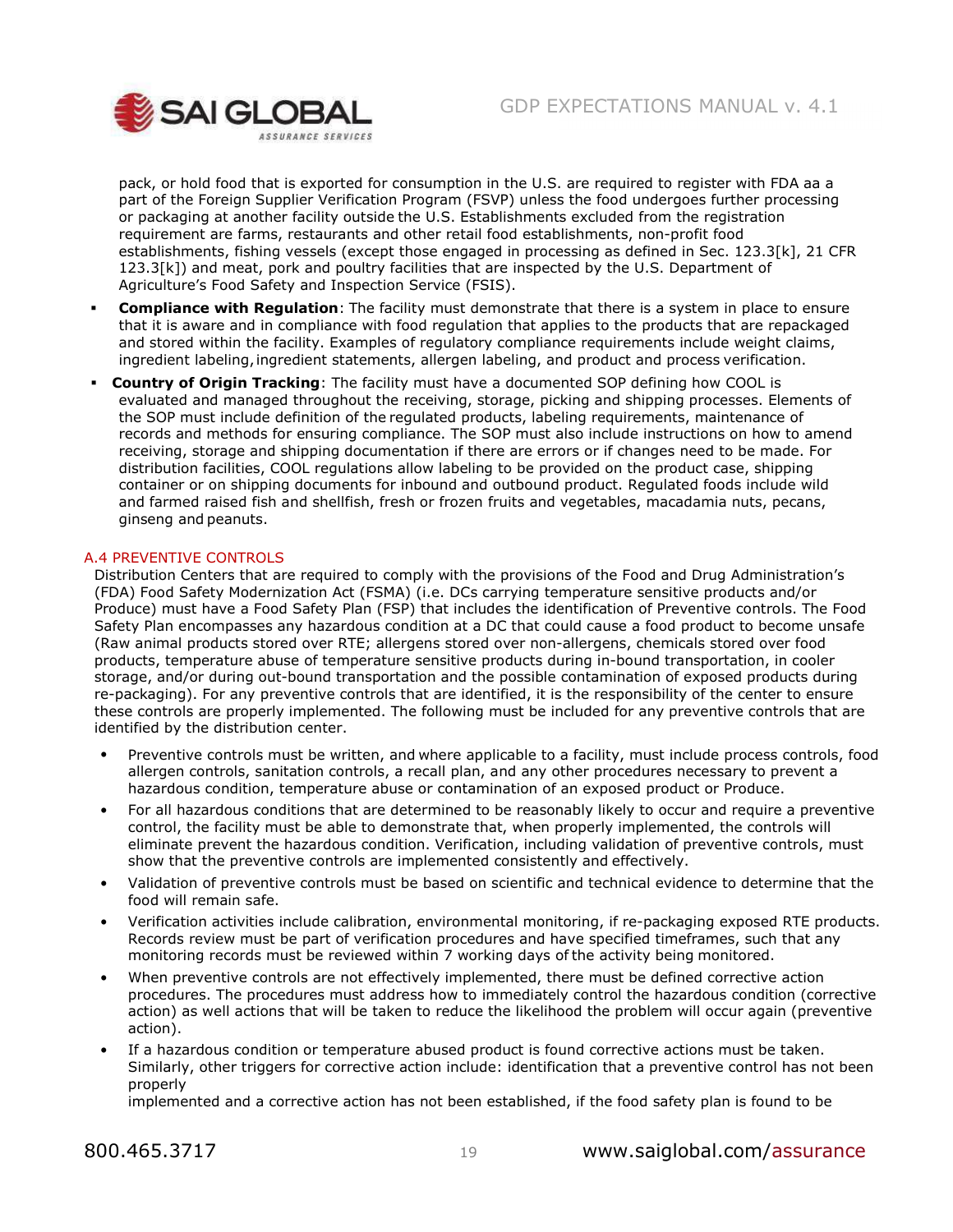pack, or hold food that is exported for consumption in the U.S. are required to register with FDA aa a part of the Foreign Supplier Verification Program (FSVP) unless the food undergoes further processing or packaging at another facility outside the U.S. Establishments excluded from the registration requirement are farms, restaurants and other retail food establishments, non-profit food establishments, fishing vessels (except those engaged in processing as defined in Sec. 123.3[k], 21 CFR 123.3[k]) and meat, pork and poultry facilities that are inspected by the U.S. Department of Agriculture's Food Safety and Inspection Service (FSIS).

- **Compliance with Regulation**: The facility must demonstrate that there is a system in place to ensure that it is aware and in compliance with food regulation that applies to the products that are repackaged and stored within the facility. Examples of regulatory compliance requirements include weight claims, ingredient labeling, ingredient statements, allergen labeling, and product and process verification.
- **Country of Origin Tracking**: The facility must have a documented SOP defining how COOL is evaluated and managed throughout the receiving, storage, picking and shipping processes. Elements of the SOP must include definition of the regulated products, labeling requirements, maintenance of records and methods for ensuring compliance. The SOP must also include instructions on how to amend receiving, storage and shipping documentation if there are errors or if changes need to be made. For distribution facilities, COOL regulations allow labeling to be provided on the product case, shipping container or on shipping documents for inbound and outbound product. Regulated foods include wild and farmed raised fish and shellfish, fresh or frozen fruits and vegetables, macadamia nuts, pecans, ginseng and peanuts.

## A.4 PREVENTIVE CONTROLS

Distribution Centers that are required to comply with the provisions of the Food and Drug Administration's (FDA) Food Safety Modernization Act (FSMA) (i.e. DCs carrying temperature sensitive products and/or Produce) must have a Food Safety Plan (FSP) that includes the identification of Preventive controls. The Food Safety Plan encompasses any hazardous condition at a DC that could cause a food product to become unsafe (Raw animal products stored over RTE; allergens stored over non-allergens, chemicals stored over food products, temperature abuse of temperature sensitive products during in-bound transportation, in cooler storage, and/or during out-bound transportation and the possible contamination of exposed products during re-packaging). For any preventive controls that are identified, it is the responsibility of the center to ensure these controls are properly implemented. The following must be included for any preventive controls that are identified by the distribution center.

- Preventive controls must be written, and where applicable to a facility, must include process controls, food allergen controls, sanitation controls, a recall plan, and any other procedures necessary to prevent a hazardous condition, temperature abuse or contamination of an exposed product or Produce.
- For all hazardous conditions that are determined to be reasonably likely to occur and require a preventive control, the facility must be able to demonstrate that, when properly implemented, the controls will eliminate prevent the hazardous condition. Verification, including validation of preventive controls, must show that the preventive controls are implemented consistently and effectively.
- Validation of preventive controls must be based on scientific and technical evidence to determine that the food will remain safe.
- Verification activities include calibration, environmental monitoring, if re-packaging exposed RTE products. Records review must be part of verification procedures and have specified timeframes, such that any monitoring records must be reviewed within 7 working days of the activity being monitored.
- When preventive controls are not effectively implemented, there must be defined corrective action procedures. The procedures must address how to immediately control the hazardous condition (corrective action) as well actions that will be taken to reduce the likelihood the problem will occur again (preventive action).
- If a hazardous condition or temperature abused product is found corrective actions must be taken. Similarly, other triggers for corrective action include: identification that a preventive control has not been properly implemented and a corrective action has not been established, if the food safety plan is found to be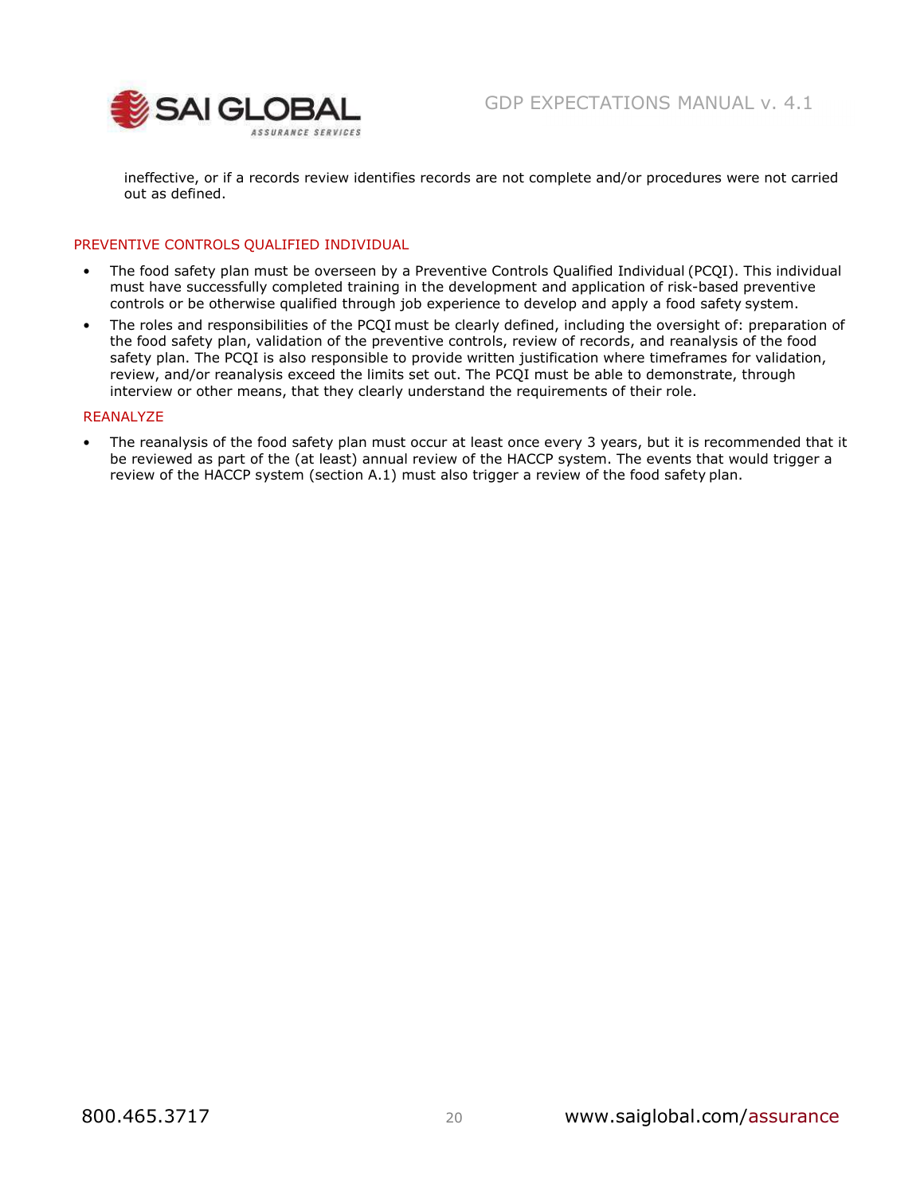ineffective, or if a records review identifies records are not complete and/or procedures were not carried out as defined.

### PREVENTIVE CONTROLS QUALIFIED INDIVIDUAL

- The food safety plan must be overseen by a Preventive Controls Qualified Individual (PCQI). This individual must have successfully completed training in the development and application of risk-based preventive controls or be otherwise qualified through job experience to develop and apply a food safety system.
- The roles and responsibilities of the PCQI must be clearly defined, including the oversight of: preparation of the food safety plan, validation of the preventive controls, review of records, and reanalysis of the food safety plan. The PCQI is also responsible to provide written justification where timeframes for validation, review, and/or reanalysis exceed the limits set out. The PCQI must be able to demonstrate, through interview or other means, that they clearly understand the requirements of their role.

### REANALYZE

- The reanalysis of the food safety plan must occur at least once every 3 years, but it is recommended that it be reviewed as part of the (at least) annual review of the HACCP system. The events that would trigger a review of the HACCP system (section A.1) must also trigger a review of the food safety plan.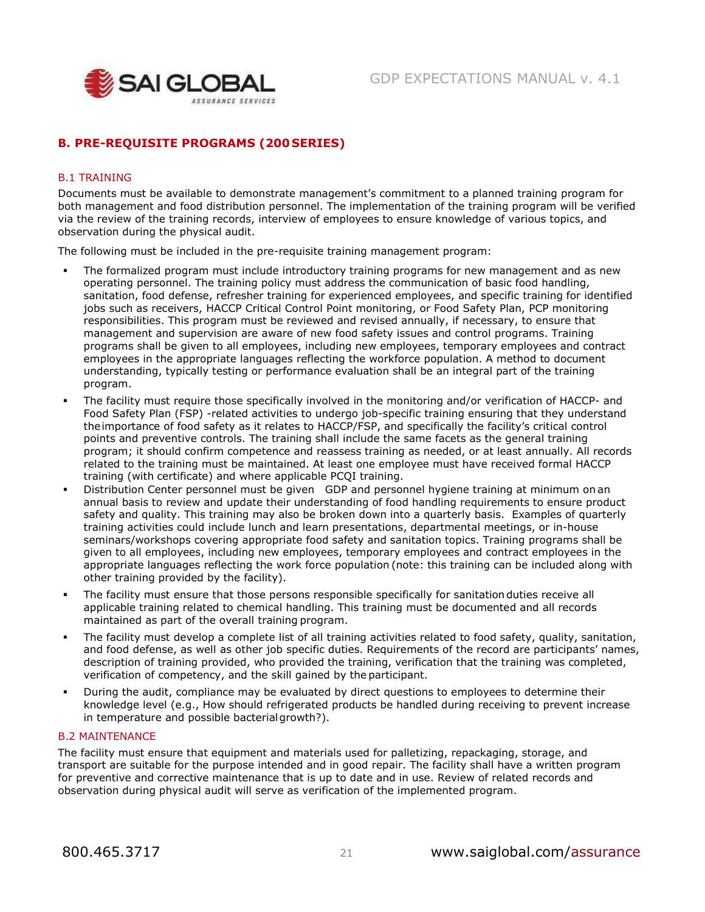## B. PRE-REQUISITE PROGRAMS (200 SERIES)

### B.1 TRAINING

Documents must be available to demonstrate management's commitment to a planned training program for both management and food distribution personnel. The implementation of the training program will be verified via the review of the training records, interview of employees to ensure knowledge of various topics, and observation during the physical audit.

The following must be included in the pre-requisite training management program:

- The formalized program must include introductory training programs for new management and as new operating personnel. The training policy must address the communication of basic food handling, sanitation, food defense, refresher training for experienced employees, and specific training for identified jobs such as receivers, HACCP Critical Control Point monitoring, or Food Safety Plan, PCP monitoring responsibilities. This program must be reviewed and revised annually, if necessary, to ensure that management and supervision are aware of new food safety issues and control programs. Training programs shall be given to all employees, including new employees, temporary employees and contract employees in the appropriate languages reflecting the workforce population. A method to document understanding, typically testing or performance evaluation shall be an integral part of the training program.
- The facility must require those specifically involved in the monitoring and/or verification of HACCP- and Food Safety Plan (FSP) -related activities to undergo job-specific training ensuring that they understand the importance of food safety as it relates to HACCP/FSP, and specifically the facility's critical control points and preventive controls. The training shall include the same facets as the general training program; it should confirm competence and reassess training as needed, or at least annually. All records related to the training must be maintained. At least one employee must have received formal HACCP training (with certificate) and where applicable PCQI training.
- Distribution Center personnel must be given GDP and personnel hygiene training at minimum on an annual basis to review and update their understanding of food handling requirements to ensure product safety and quality. This training may also be broken down into a quarterly basis. Examples of quarterly training activities could include lunch and learn presentations, departmental meetings, or in-house seminars/workshops covering appropriate food safety and sanitation topics. Training programs shall be given to all employees, including new employees, temporary employees and contract employees in the appropriate languages reflecting the work force population (note: this training can be included along with other training provided by the facility).
- The facility must ensure that those persons responsible specifically for sanitation duties receive all applicable training related to chemical handling. This training must be documented and all records maintained as part of the overall training program.
- The facility must develop a complete list of all training activities related to food safety, quality, sanitation, and food defense, as well as other job specific duties. Requirements of the record are participants' names, description of training provided, who provided the training, verification that the training was completed, verification of competency, and the skill gained by the participant.
- During the audit, compliance may be evaluated by direct questions to employees to determine their knowledge level (e.g., How should refrigerated products be handled during receiving to prevent increase in temperature and possible bacterial growth?).

### B.2 MAINTENANCE

The facility must ensure that equipment and materials used for palletizing, repackaging, storage, and transport are suitable for the purpose intended and in good repair. The facility shall have a written program for preventive and corrective maintenance that is up to date and in use. Review of related records and observation during physical audit will serve as verification of the implemented program.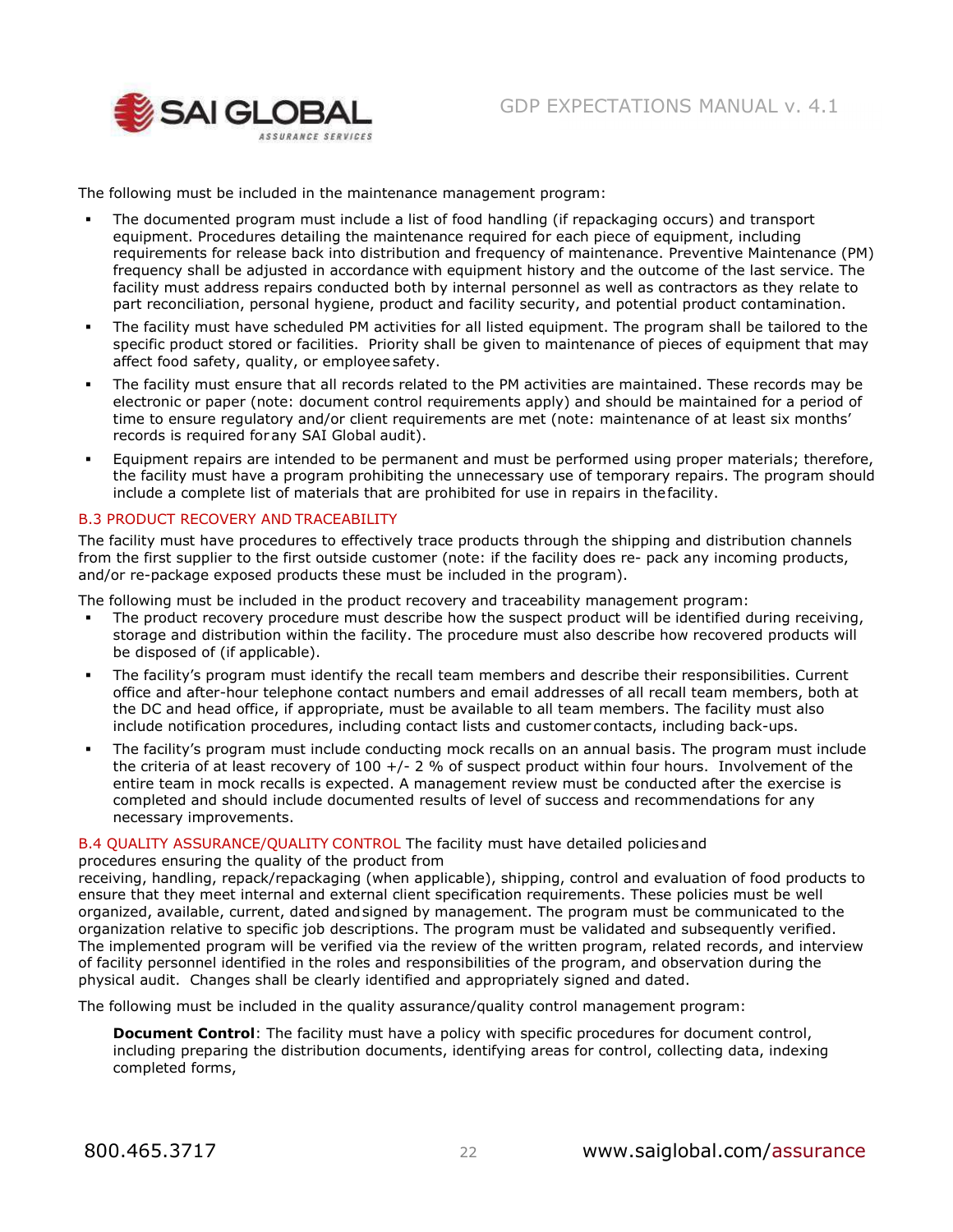The following must be included in the maintenance management program:

- The documented program must include a list of food handling (if repackaging occurs) and transport equipment. Procedures detailing the maintenance required for each piece of equipment, including requirements for release back into distribution and frequency of maintenance. Preventive Maintenance (PM) frequency shall be adjusted in accordance with equipment history and the outcome of the last service. The facility must address repairs conducted both by internal personnel as well as contractors as they relate to part reconciliation, personal hygiene, product and facility security, and potential product contamination.
- The facility must have scheduled PM activities for all listed equipment. The program shall be tailored to the specific product stored or facilities. Priority shall be given to maintenance of pieces of equipment that may affect food safety, quality, or employee safety.
- The facility must ensure that all records related to the PM activities are maintained. These records may be electronic or paper (note: document control requirements apply) and should be maintained for a period of time to ensure regulatory and/or client requirements are met (note: maintenance of at least six months' records is required for any SAI Global audit).
- Equipment repairs are intended to be permanent and must be performed using proper materials; therefore, the facility must have a program prohibiting the unnecessary use of temporary repairs. The program should include a complete list of materials that are prohibited for use in repairs in the facility.

## B.3 PRODUCT RECOVERY AND TRACEABILITY

The facility must have procedures to effectively trace products through the shipping and distribution channels from the first supplier to the first outside customer (note: if the facility does re- pack any incoming products, and/or re-package exposed products these must be included in the program).

The following must be included in the product recovery and traceability management program:

- The product recovery procedure must describe how the suspect product will be identified during receiving, storage and distribution within the facility. The procedure must also describe how recovered products will be disposed of (if applicable).
- The facility's program must identify the recall team members and describe their responsibilities. Current office and after-hour telephone contact numbers and email addresses of all recall team members, both at the DC and head office, if appropriate, must be available to all team members. The facility must also include notification procedures, including contact lists and customer contacts, including back-ups.
- The facility's program must include conducting mock recalls on an annual basis. The program must include the criteria of at least recovery of 100 +/- 2 % of suspect product within four hours. Involvement of the entire team in mock recalls is expected. A management review must be conducted after the exercise is completed and should include documented results of level of success and recommendations for any necessary improvements.

## B.4 QUALITY ASSURANCE/QUALITY CONTROL

The facility must have detailed policies and procedures ensuring the quality of the product from receiving, handling, repack/repackaging (when applicable), shipping, control and evaluation of food products to ensure that they meet internal and external client specification requirements. These policies must be well organized, available, current, dated and signed by management. The program must be communicated to the organization relative to specific job descriptions. The program must be validated and subsequently verified. The implemented program will be verified via the review of the written program, related records, and interview of facility personnel identified in the roles and responsibilities of the program, and observation during the physical audit. Changes shall be clearly identified and appropriately signed and dated.

The following must be included in the quality assurance/quality control management program:

**Document Control**: The facility must have a policy with specific procedures for document control, including preparing the distribution documents, identifying areas for control, collecting data, indexing completed forms,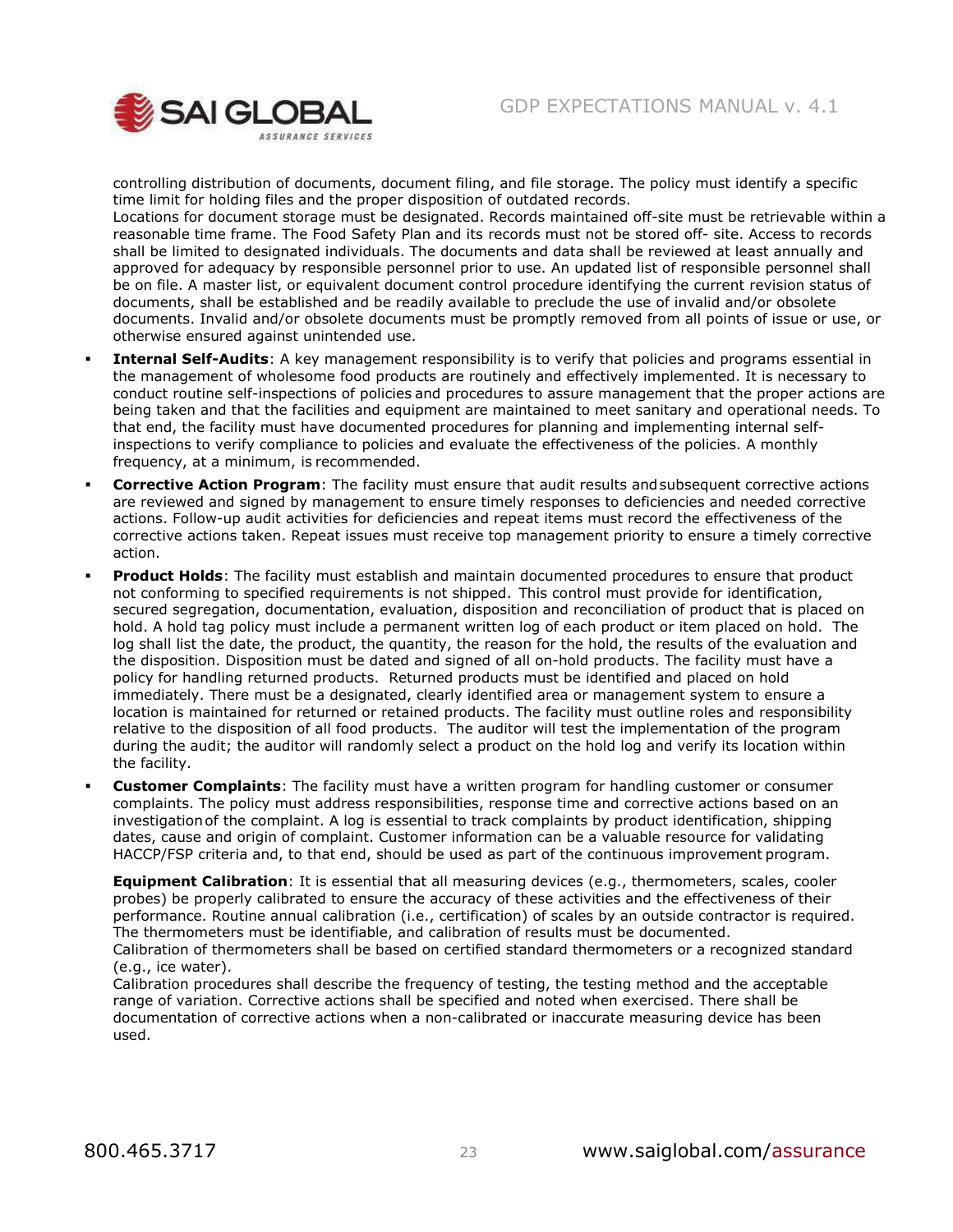controlling distribution of documents, document filing, and file storage. The policy must identify a specific time limit for holding files and the proper disposition of outdated records.
Locations for document storage must be designated. Records maintained off-site must be retrievable within a reasonable time frame. The Food Safety Plan and its records must not be stored off- site. Access to records shall be limited to designated individuals. The documents and data shall be reviewed at least annually and approved for adequacy by responsible personnel prior to use. An updated list of responsible personnel shall be on file. A master list, or equivalent document control procedure identifying the current revision status of documents, shall be established and be readily available to preclude the use of invalid and/or obsolete documents. Invalid and/or obsolete documents must be promptly removed from all points of issue or use, or otherwise ensured against unintended use.

- **Internal Self-Audits**: A key management responsibility is to verify that policies and programs essential in the management of wholesome food products are routinely and effectively implemented. It is necessary to conduct routine self-inspections of policies and procedures to assure management that the proper actions are being taken and that the facilities and equipment are maintained to meet sanitary and operational needs. To that end, the facility must have documented procedures for planning and implementing internal self-inspections to verify compliance to policies and evaluate the effectiveness of the policies. A monthly frequency, at a minimum, is recommended.
- **Corrective Action Program**: The facility must ensure that audit results and subsequent corrective actions are reviewed and signed by management to ensure timely responses to deficiencies and needed corrective actions. Follow-up audit activities for deficiencies and repeat items must record the effectiveness of the corrective actions taken. Repeat issues must receive top management priority to ensure a timely corrective action.
- **Product Holds**: The facility must establish and maintain documented procedures to ensure that product not conforming to specified requirements is not shipped. This control must provide for identification, secured segregation, documentation, evaluation, disposition and reconciliation of product that is placed on hold. A hold tag policy must include a permanent written log of each product or item placed on hold. The log shall list the date, the product, the quantity, the reason for the hold, the results of the evaluation and the disposition. Disposition must be dated and signed of all on-hold products. The facility must have a policy for handling returned products. Returned products must be identified and placed on hold immediately. There must be a designated, clearly identified area or management system to ensure a location is maintained for returned or retained products. The facility must outline roles and responsibility relative to the disposition of all food products. The auditor will test the implementation of the program during the audit; the auditor will randomly select a product on the hold log and verify its location within the facility.
- **Customer Complaints**: The facility must have a written program for handling customer or consumer complaints. The policy must address responsibilities, response time and corrective actions based on an investigation of the complaint. A log is essential to track complaints by product identification, shipping dates, cause and origin of complaint. Customer information can be a valuable resource for validating HACCP/FSP criteria and, to that end, should be used as part of the continuous improvement program.

  **Equipment Calibration**: It is essential that all measuring devices (e.g., thermometers, scales, cooler probes) be properly calibrated to ensure the accuracy of these activities and the effectiveness of their performance. Routine annual calibration (i.e., certification) of scales by an outside contractor is required. The thermometers must be identifiable, and calibration of results must be documented.
  Calibration of thermometers shall be based on certified standard thermometers or a recognized standard (e.g., ice water).
  Calibration procedures shall describe the frequency of testing, the testing method and the acceptable range of variation. Corrective actions shall be specified and noted when exercised. There shall be documentation of corrective actions when a non-calibrated or inaccurate measuring device has been used.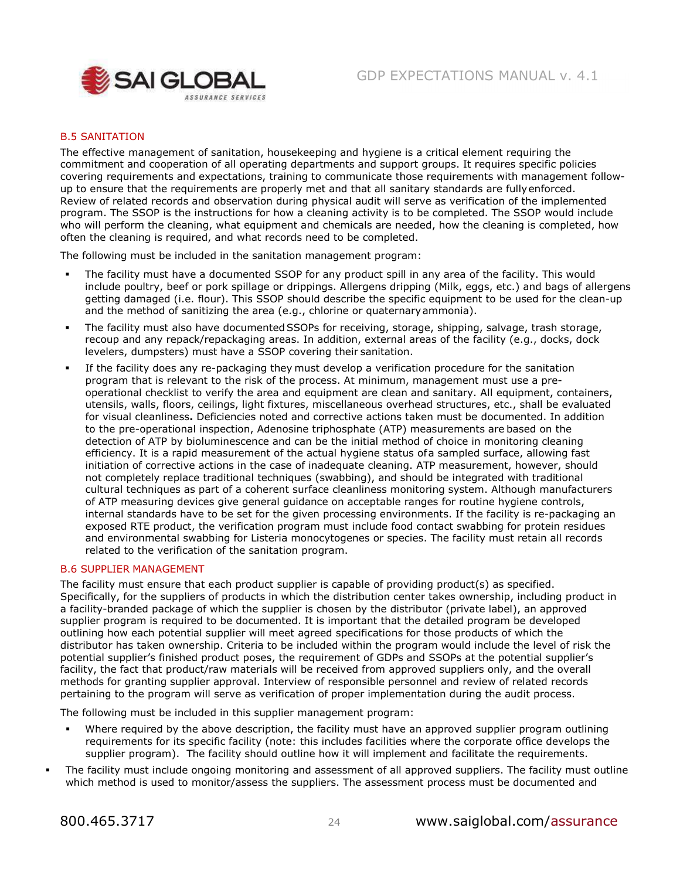## B.5 SANITATION

The effective management of sanitation, housekeeping and hygiene is a critical element requiring the commitment and cooperation of all operating departments and support groups. It requires specific policies covering requirements and expectations, training to communicate those requirements with management follow-up to ensure that the requirements are properly met and that all sanitary standards are fully enforced. Review of related records and observation during physical audit will serve as verification of the implemented program. The SSOP is the instructions for how a cleaning activity is to be completed. The SSOP would include who will perform the cleaning, what equipment and chemicals are needed, how the cleaning is completed, how often the cleaning is required, and what records need to be completed.

The following must be included in the sanitation management program:

- The facility must have a documented SSOP for any product spill in any area of the facility. This would include poultry, beef or pork spillage or drippings. Allergens dripping (Milk, eggs, etc.) and bags of allergens getting damaged (i.e. flour). This SSOP should describe the specific equipment to be used for the clean-up and the method of sanitizing the area (e.g., chlorine or quaternary ammonia).
- The facility must also have documented SSOPs for receiving, storage, shipping, salvage, trash storage, recoup and any repack/repackaging areas. In addition, external areas of the facility (e.g., docks, dock levelers, dumpsters) must have a SSOP covering their sanitation.
- If the facility does any re-packaging they must develop a verification procedure for the sanitation program that is relevant to the risk of the process. At minimum, management must use a pre-operational checklist to verify the area and equipment are clean and sanitary. All equipment, containers, utensils, walls, floors, ceilings, light fixtures, miscellaneous overhead structures, etc., shall be evaluated for visual cleanliness**.** Deficiencies noted and corrective actions taken must be documented. In addition to the pre-operational inspection, Adenosine triphosphate (ATP) measurements are based on the detection of ATP by bioluminescence and can be the initial method of choice in monitoring cleaning efficiency. It is a rapid measurement of the actual hygiene status of a sampled surface, allowing fast initiation of corrective actions in the case of inadequate cleaning. ATP measurement, however, should not completely replace traditional techniques (swabbing), and should be integrated with traditional cultural techniques as part of a coherent surface cleanliness monitoring system. Although manufacturers of ATP measuring devices give general guidance on acceptable ranges for routine hygiene controls, internal standards have to be set for the given processing environments. If the facility is re-packaging an exposed RTE product, the verification program must include food contact swabbing for protein residues and environmental swabbing for Listeria monocytogenes or species. The facility must retain all records related to the verification of the sanitation program.

## B.6 SUPPLIER MANAGEMENT

The facility must ensure that each product supplier is capable of providing product(s) as specified. Specifically, for the suppliers of products in which the distribution center takes ownership, including product in a facility-branded package of which the supplier is chosen by the distributor (private label), an approved supplier program is required to be documented. It is important that the detailed program be developed outlining how each potential supplier will meet agreed specifications for those products of which the distributor has taken ownership. Criteria to be included within the program would include the level of risk the potential supplier's finished product poses, the requirement of GDPs and SSOPs at the potential supplier's facility, the fact that product/raw materials will be received from approved suppliers only, and the overall methods for granting supplier approval. Interview of responsible personnel and review of related records pertaining to the program will serve as verification of proper implementation during the audit process.

The following must be included in this supplier management program:

- Where required by the above description, the facility must have an approved supplier program outlining requirements for its specific facility (note: this includes facilities where the corporate office develops the supplier program). The facility should outline how it will implement and facilitate the requirements.
- The facility must include ongoing monitoring and assessment of all approved suppliers. The facility must outline which method is used to monitor/assess the suppliers. The assessment process must be documented and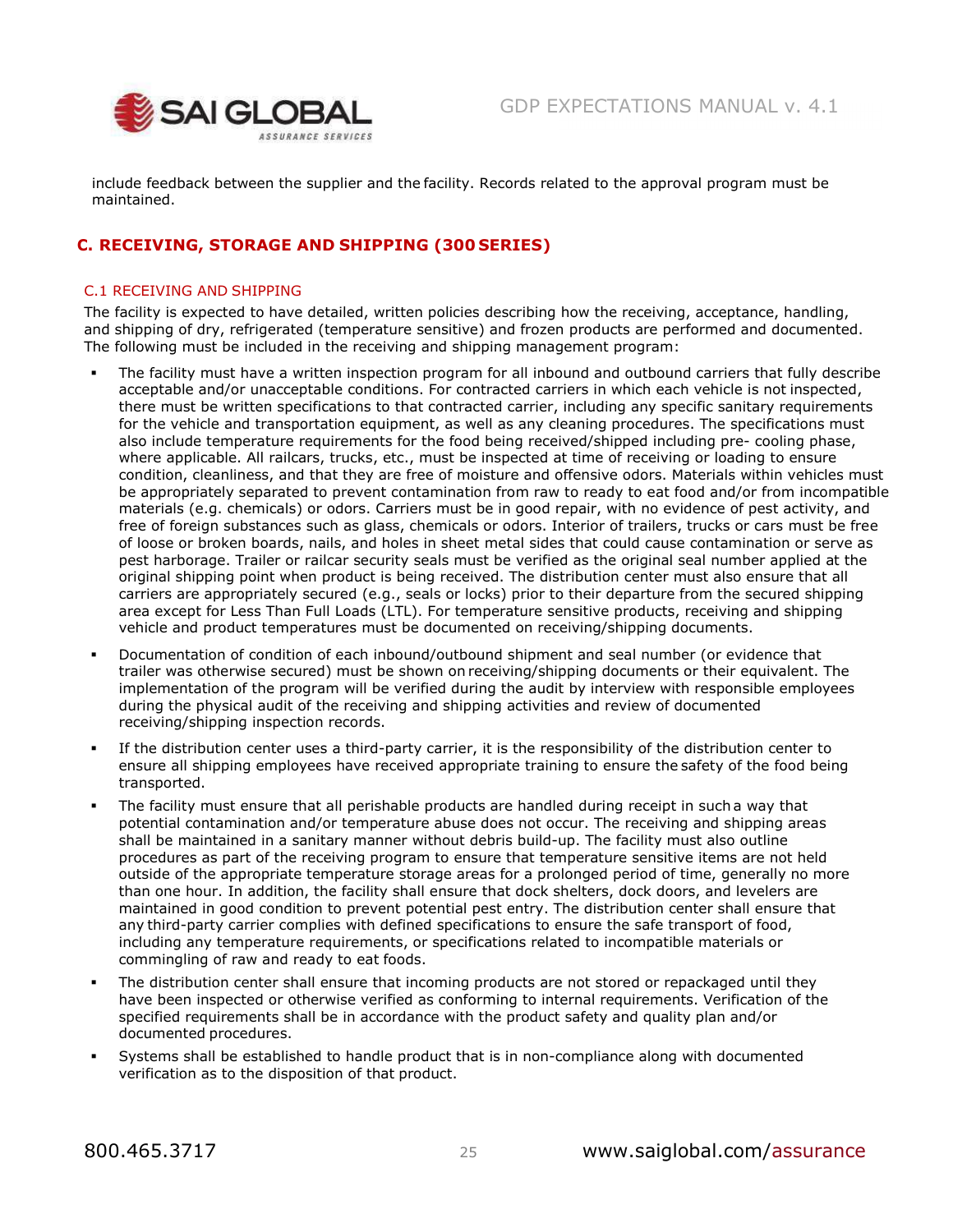include feedback between the supplier and the facility. Records related to the approval program must be maintained.

## C. RECEIVING, STORAGE AND SHIPPING (300 SERIES)

### C.1 RECEIVING AND SHIPPING

The facility is expected to have detailed, written policies describing how the receiving, acceptance, handling, and shipping of dry, refrigerated (temperature sensitive) and frozen products are performed and documented. The following must be included in the receiving and shipping management program:

- The facility must have a written inspection program for all inbound and outbound carriers that fully describe acceptable and/or unacceptable conditions. For contracted carriers in which each vehicle is not inspected, there must be written specifications to that contracted carrier, including any specific sanitary requirements for the vehicle and transportation equipment, as well as any cleaning procedures. The specifications must also include temperature requirements for the food being received/shipped including pre- cooling phase, where applicable. All railcars, trucks, etc., must be inspected at time of receiving or loading to ensure condition, cleanliness, and that they are free of moisture and offensive odors. Materials within vehicles must be appropriately separated to prevent contamination from raw to ready to eat food and/or from incompatible materials (e.g. chemicals) or odors. Carriers must be in good repair, with no evidence of pest activity, and free of foreign substances such as glass, chemicals or odors. Interior of trailers, trucks or cars must be free of loose or broken boards, nails, and holes in sheet metal sides that could cause contamination or serve as pest harborage. Trailer or railcar security seals must be verified as the original seal number applied at the original shipping point when product is being received. The distribution center must also ensure that all carriers are appropriately secured (e.g., seals or locks) prior to their departure from the secured shipping area except for Less Than Full Loads (LTL). For temperature sensitive products, receiving and shipping vehicle and product temperatures must be documented on receiving/shipping documents.
- Documentation of condition of each inbound/outbound shipment and seal number (or evidence that trailer was otherwise secured) must be shown on receiving/shipping documents or their equivalent. The implementation of the program will be verified during the audit by interview with responsible employees during the physical audit of the receiving and shipping activities and review of documented receiving/shipping inspection records.
- If the distribution center uses a third-party carrier, it is the responsibility of the distribution center to ensure all shipping employees have received appropriate training to ensure the safety of the food being transported.
- The facility must ensure that all perishable products are handled during receipt in such a way that potential contamination and/or temperature abuse does not occur. The receiving and shipping areas shall be maintained in a sanitary manner without debris build-up. The facility must also outline procedures as part of the receiving program to ensure that temperature sensitive items are not held outside of the appropriate temperature storage areas for a prolonged period of time, generally no more than one hour. In addition, the facility shall ensure that dock shelters, dock doors, and levelers are maintained in good condition to prevent potential pest entry. The distribution center shall ensure that any third-party carrier complies with defined specifications to ensure the safe transport of food, including any temperature requirements, or specifications related to incompatible materials or commingling of raw and ready to eat foods.
- The distribution center shall ensure that incoming products are not stored or repackaged until they have been inspected or otherwise verified as conforming to internal requirements. Verification of the specified requirements shall be in accordance with the product safety and quality plan and/or documented procedures.
- Systems shall be established to handle product that is in non-compliance along with documented verification as to the disposition of that product.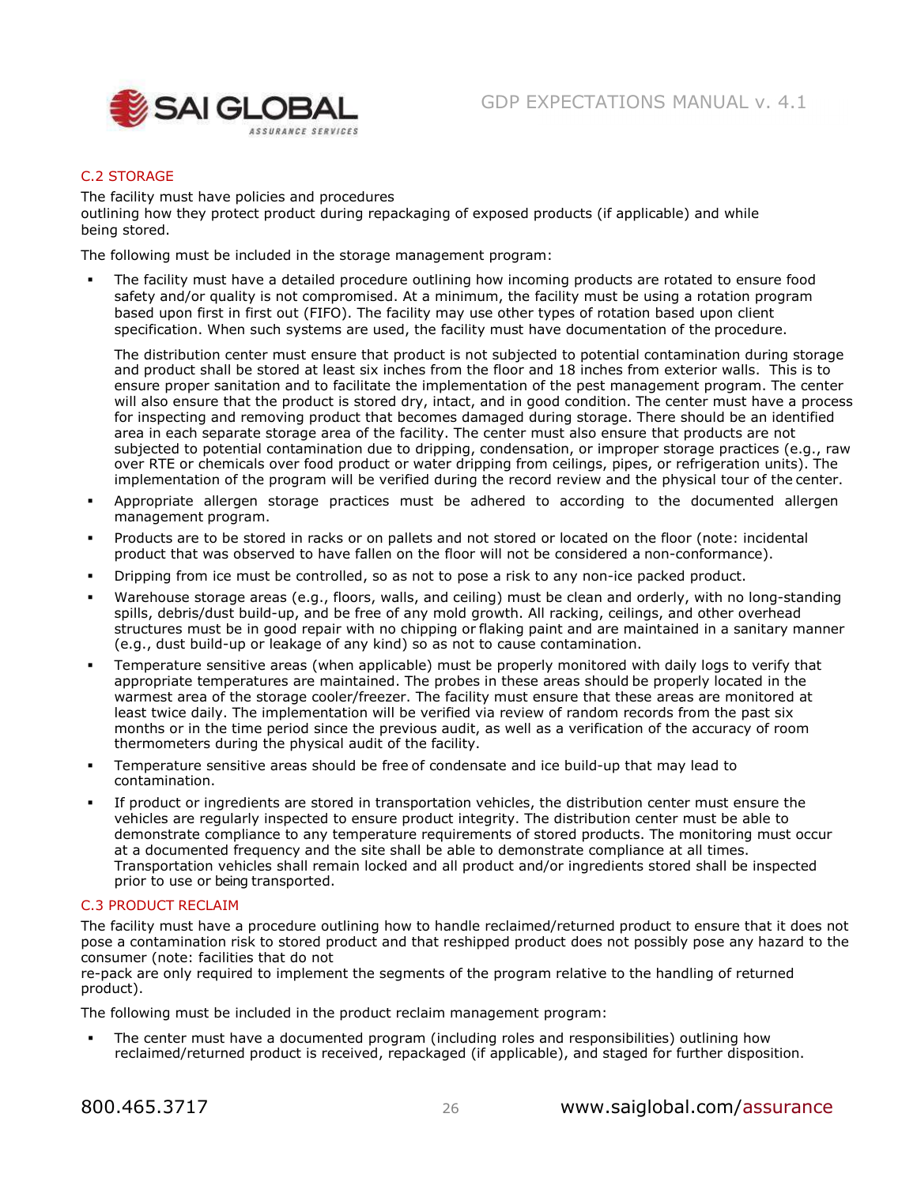## C.2 STORAGE

The facility must have policies and procedures outlining how they protect product during repackaging of exposed products (if applicable) and while being stored.

The following must be included in the storage management program:

- The facility must have a detailed procedure outlining how incoming products are rotated to ensure food safety and/or quality is not compromised. At a minimum, the facility must be using a rotation program based upon first in first out (FIFO). The facility may use other types of rotation based upon client specification. When such systems are used, the facility must have documentation of the procedure.

  The distribution center must ensure that product is not subjected to potential contamination during storage and product shall be stored at least six inches from the floor and 18 inches from exterior walls. This is to ensure proper sanitation and to facilitate the implementation of the pest management program. The center will also ensure that the product is stored dry, intact, and in good condition. The center must have a process for inspecting and removing product that becomes damaged during storage. There should be an identified area in each separate storage area of the facility. The center must also ensure that products are not subjected to potential contamination due to dripping, condensation, or improper storage practices (e.g., raw over RTE or chemicals over food product or water dripping from ceilings, pipes, or refrigeration units). The implementation of the program will be verified during the record review and the physical tour of the center.

- Appropriate allergen storage practices must be adhered to according to the documented allergen management program.
- Products are to be stored in racks or on pallets and not stored or located on the floor (note: incidental product that was observed to have fallen on the floor will not be considered a non-conformance).
- Dripping from ice must be controlled, so as not to pose a risk to any non-ice packed product.
- Warehouse storage areas (e.g., floors, walls, and ceiling) must be clean and orderly, with no long-standing spills, debris/dust build-up, and be free of any mold growth. All racking, ceilings, and other overhead structures must be in good repair with no chipping or flaking paint and are maintained in a sanitary manner (e.g., dust build-up or leakage of any kind) so as not to cause contamination.
- Temperature sensitive areas (when applicable) must be properly monitored with daily logs to verify that appropriate temperatures are maintained. The probes in these areas should be properly located in the warmest area of the storage cooler/freezer. The facility must ensure that these areas are monitored at least twice daily. The implementation will be verified via review of random records from the past six months or in the time period since the previous audit, as well as a verification of the accuracy of room thermometers during the physical audit of the facility.
- Temperature sensitive areas should be free of condensate and ice build-up that may lead to contamination.
- If product or ingredients are stored in transportation vehicles, the distribution center must ensure the vehicles are regularly inspected to ensure product integrity. The distribution center must be able to demonstrate compliance to any temperature requirements of stored products. The monitoring must occur at a documented frequency and the site shall be able to demonstrate compliance at all times. Transportation vehicles shall remain locked and all product and/or ingredients stored shall be inspected prior to use or being transported.

## C.3 PRODUCT RECLAIM

The facility must have a procedure outlining how to handle reclaimed/returned product to ensure that it does not pose a contamination risk to stored product and that reshipped product does not possibly pose any hazard to the consumer (note: facilities that do not re-pack are only required to implement the segments of the program relative to the handling of returned product).

The following must be included in the product reclaim management program:

- The center must have a documented program (including roles and responsibilities) outlining how reclaimed/returned product is received, repackaged (if applicable), and staged for further disposition.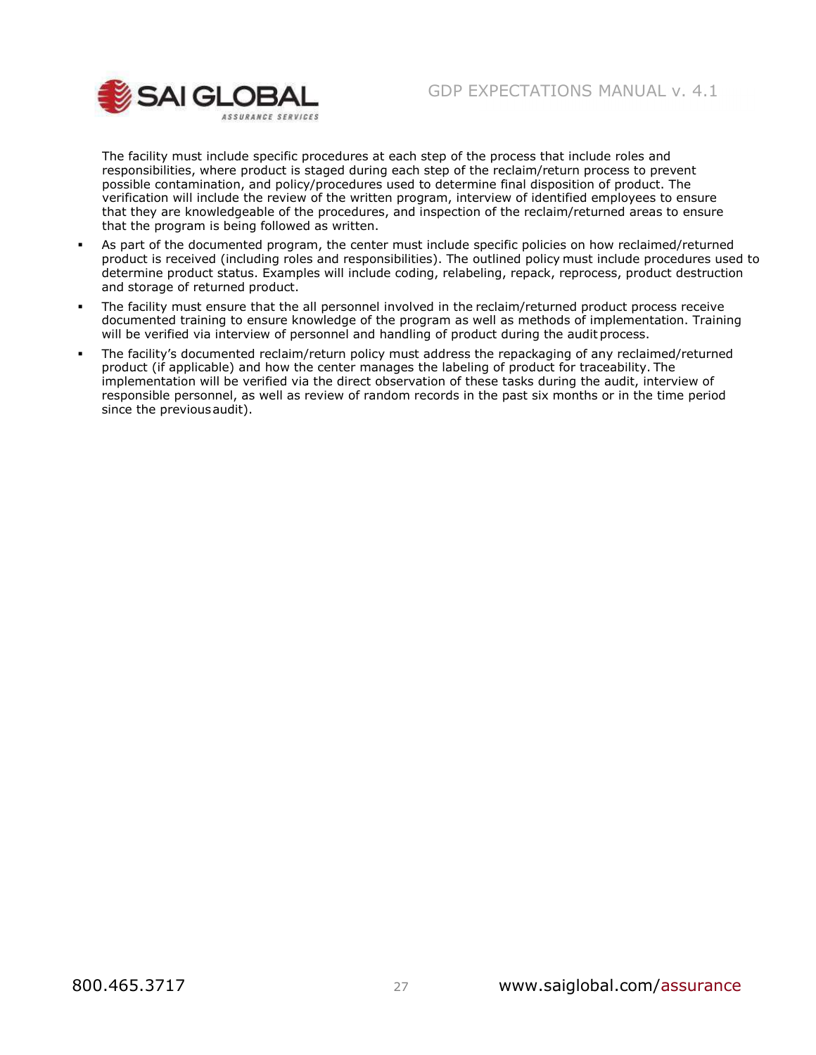The facility must include specific procedures at each step of the process that include roles and responsibilities, where product is staged during each step of the reclaim/return process to prevent possible contamination, and policy/procedures used to determine final disposition of product. The verification will include the review of the written program, interview of identified employees to ensure that they are knowledgeable of the procedures, and inspection of the reclaim/returned areas to ensure that the program is being followed as written.

- As part of the documented program, the center must include specific policies on how reclaimed/returned product is received (including roles and responsibilities). The outlined policy must include procedures used to determine product status. Examples will include coding, relabeling, repack, reprocess, product destruction and storage of returned product.
- The facility must ensure that the all personnel involved in the reclaim/returned product process receive documented training to ensure knowledge of the program as well as methods of implementation. Training will be verified via interview of personnel and handling of product during the audit process.
- The facility's documented reclaim/return policy must address the repackaging of any reclaimed/returned product (if applicable) and how the center manages the labeling of product for traceability. The implementation will be verified via the direct observation of these tasks during the audit, interview of responsible personnel, as well as review of random records in the past six months or in the time period since the previous audit).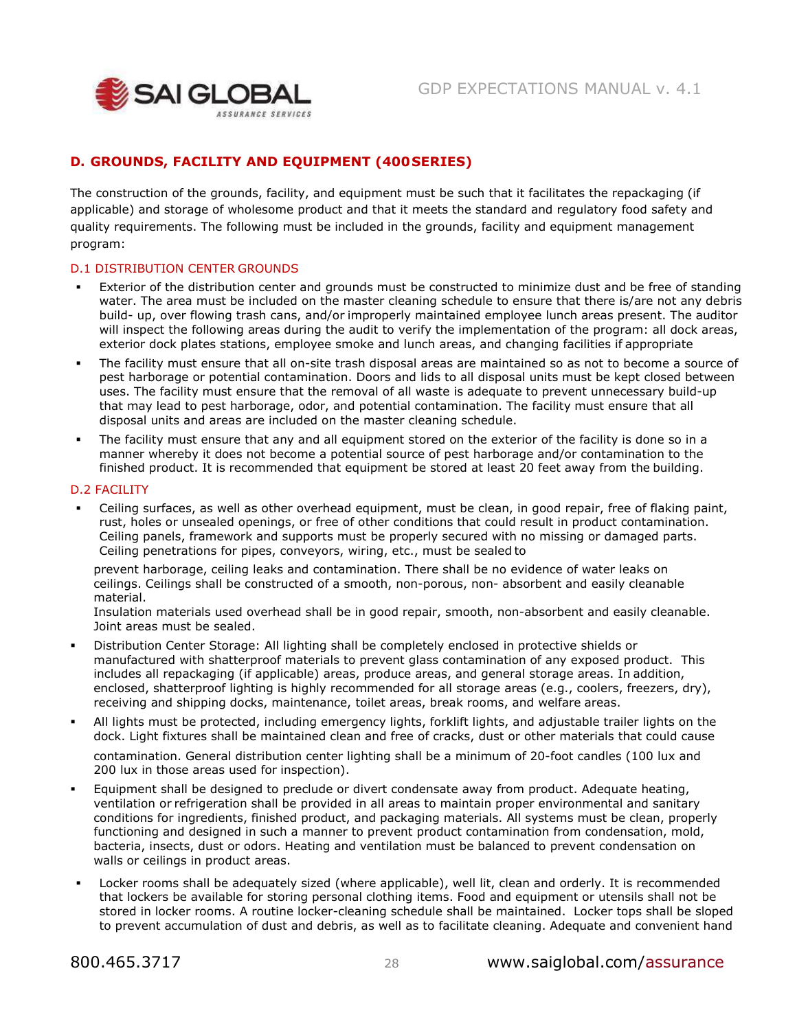## D. GROUNDS, FACILITY AND EQUIPMENT (400 SERIES)

The construction of the grounds, facility, and equipment must be such that it facilitates the repackaging (if applicable) and storage of wholesome product and that it meets the standard and regulatory food safety and quality requirements. The following must be included in the grounds, facility and equipment management program:

### D.1 DISTRIBUTION CENTER GROUNDS

- Exterior of the distribution center and grounds must be constructed to minimize dust and be free of standing water. The area must be included on the master cleaning schedule to ensure that there is/are not any debris build- up, over flowing trash cans, and/or improperly maintained employee lunch areas present. The auditor will inspect the following areas during the audit to verify the implementation of the program: all dock areas, exterior dock plates stations, employee smoke and lunch areas, and changing facilities if appropriate
- The facility must ensure that all on-site trash disposal areas are maintained so as not to become a source of pest harborage or potential contamination. Doors and lids to all disposal units must be kept closed between uses. The facility must ensure that the removal of all waste is adequate to prevent unnecessary build-up that may lead to pest harborage, odor, and potential contamination. The facility must ensure that all disposal units and areas are included on the master cleaning schedule.
- The facility must ensure that any and all equipment stored on the exterior of the facility is done so in a manner whereby it does not become a potential source of pest harborage and/or contamination to the finished product. It is recommended that equipment be stored at least 20 feet away from the building.

### D.2 FACILITY

- Ceiling surfaces, as well as other overhead equipment, must be clean, in good repair, free of flaking paint, rust, holes or unsealed openings, or free of other conditions that could result in product contamination. Ceiling panels, framework and supports must be properly secured with no missing or damaged parts. Ceiling penetrations for pipes, conveyors, wiring, etc., must be sealed to

  prevent harborage, ceiling leaks and contamination. There shall be no evidence of water leaks on ceilings. Ceilings shall be constructed of a smooth, non-porous, non- absorbent and easily cleanable material.

  Insulation materials used overhead shall be in good repair, smooth, non-absorbent and easily cleanable. Joint areas must be sealed.
- Distribution Center Storage: All lighting shall be completely enclosed in protective shields or manufactured with shatterproof materials to prevent glass contamination of any exposed product. This includes all repackaging (if applicable) areas, produce areas, and general storage areas. In addition, enclosed, shatterproof lighting is highly recommended for all storage areas (e.g., coolers, freezers, dry), receiving and shipping docks, maintenance, toilet areas, break rooms, and welfare areas.
- All lights must be protected, including emergency lights, forklift lights, and adjustable trailer lights on the dock. Light fixtures shall be maintained clean and free of cracks, dust or other materials that could cause

  contamination. General distribution center lighting shall be a minimum of 20-foot candles (100 lux and 200 lux in those areas used for inspection).
- Equipment shall be designed to preclude or divert condensate away from product. Adequate heating, ventilation or refrigeration shall be provided in all areas to maintain proper environmental and sanitary conditions for ingredients, finished product, and packaging materials. All systems must be clean, properly functioning and designed in such a manner to prevent product contamination from condensation, mold, bacteria, insects, dust or odors. Heating and ventilation must be balanced to prevent condensation on walls or ceilings in product areas.
- Locker rooms shall be adequately sized (where applicable), well lit, clean and orderly. It is recommended that lockers be available for storing personal clothing items. Food and equipment or utensils shall not be stored in locker rooms. A routine locker-cleaning schedule shall be maintained. Locker tops shall be sloped to prevent accumulation of dust and debris, as well as to facilitate cleaning. Adequate and convenient hand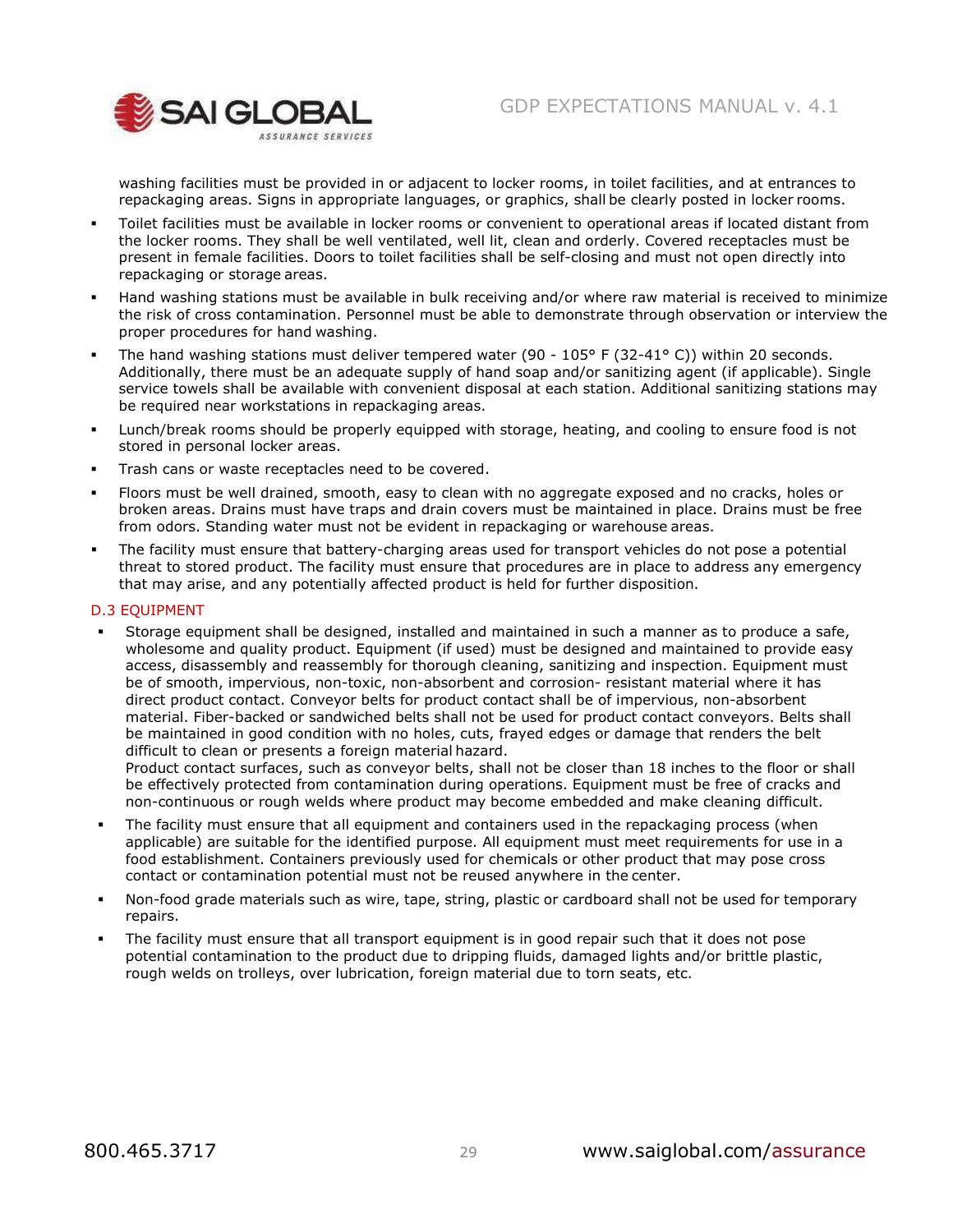washing facilities must be provided in or adjacent to locker rooms, in toilet facilities, and at entrances to repackaging areas. Signs in appropriate languages, or graphics, shall be clearly posted in locker rooms.

- Toilet facilities must be available in locker rooms or convenient to operational areas if located distant from the locker rooms. They shall be well ventilated, well lit, clean and orderly. Covered receptacles must be present in female facilities. Doors to toilet facilities shall be self-closing and must not open directly into repackaging or storage areas.
- Hand washing stations must be available in bulk receiving and/or where raw material is received to minimize the risk of cross contamination. Personnel must be able to demonstrate through observation or interview the proper procedures for hand washing.
- The hand washing stations must deliver tempered water (90 - 105° F (32-41° C)) within 20 seconds. Additionally, there must be an adequate supply of hand soap and/or sanitizing agent (if applicable). Single service towels shall be available with convenient disposal at each station. Additional sanitizing stations may be required near workstations in repackaging areas.
- Lunch/break rooms should be properly equipped with storage, heating, and cooling to ensure food is not stored in personal locker areas.
- Trash cans or waste receptacles need to be covered.
- Floors must be well drained, smooth, easy to clean with no aggregate exposed and no cracks, holes or broken areas. Drains must have traps and drain covers must be maintained in place. Drains must be free from odors. Standing water must not be evident in repackaging or warehouse areas.
- The facility must ensure that battery-charging areas used for transport vehicles do not pose a potential threat to stored product. The facility must ensure that procedures are in place to address any emergency that may arise, and any potentially affected product is held for further disposition.

## D.3 EQUIPMENT

- Storage equipment shall be designed, installed and maintained in such a manner as to produce a safe, wholesome and quality product. Equipment (if used) must be designed and maintained to provide easy access, disassembly and reassembly for thorough cleaning, sanitizing and inspection. Equipment must be of smooth, impervious, non-toxic, non-absorbent and corrosion- resistant material where it has direct product contact. Conveyor belts for product contact shall be of impervious, non-absorbent material. Fiber-backed or sandwiched belts shall not be used for product contact conveyors. Belts shall be maintained in good condition with no holes, cuts, frayed edges or damage that renders the belt difficult to clean or presents a foreign material hazard.
  Product contact surfaces, such as conveyor belts, shall not be closer than 18 inches to the floor or shall be effectively protected from contamination during operations. Equipment must be free of cracks and non-continuous or rough welds where product may become embedded and make cleaning difficult.
- The facility must ensure that all equipment and containers used in the repackaging process (when applicable) are suitable for the identified purpose. All equipment must meet requirements for use in a food establishment. Containers previously used for chemicals or other product that may pose cross contact or contamination potential must not be reused anywhere in the center.
- Non-food grade materials such as wire, tape, string, plastic or cardboard shall not be used for temporary repairs.
- The facility must ensure that all transport equipment is in good repair such that it does not pose potential contamination to the product due to dripping fluids, damaged lights and/or brittle plastic, rough welds on trolleys, over lubrication, foreign material due to torn seats, etc.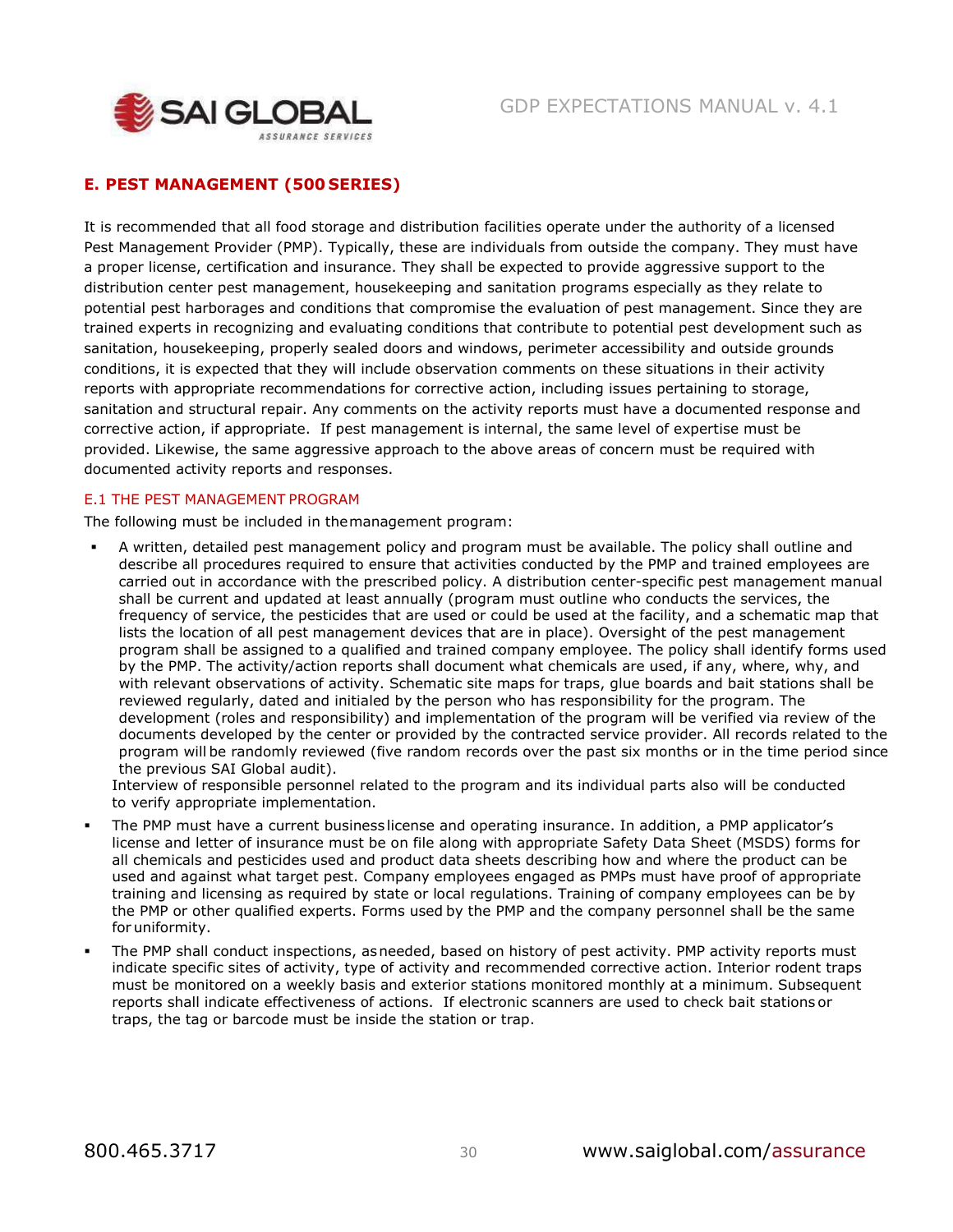## E. PEST MANAGEMENT (500 SERIES)

It is recommended that all food storage and distribution facilities operate under the authority of a licensed Pest Management Provider (PMP). Typically, these are individuals from outside the company. They must have a proper license, certification and insurance. They shall be expected to provide aggressive support to the distribution center pest management, housekeeping and sanitation programs especially as they relate to potential pest harborages and conditions that compromise the evaluation of pest management. Since they are trained experts in recognizing and evaluating conditions that contribute to potential pest development such as sanitation, housekeeping, properly sealed doors and windows, perimeter accessibility and outside grounds conditions, it is expected that they will include observation comments on these situations in their activity reports with appropriate recommendations for corrective action, including issues pertaining to storage, sanitation and structural repair. Any comments on the activity reports must have a documented response and corrective action, if appropriate. If pest management is internal, the same level of expertise must be provided. Likewise, the same aggressive approach to the above areas of concern must be required with documented activity reports and responses.

### E.1 THE PEST MANAGEMENT PROGRAM

The following must be included in the management program:

- A written, detailed pest management policy and program must be available. The policy shall outline and describe all procedures required to ensure that activities conducted by the PMP and trained employees are carried out in accordance with the prescribed policy. A distribution center-specific pest management manual shall be current and updated at least annually (program must outline who conducts the services, the frequency of service, the pesticides that are used or could be used at the facility, and a schematic map that lists the location of all pest management devices that are in place). Oversight of the pest management program shall be assigned to a qualified and trained company employee. The policy shall identify forms used by the PMP. The activity/action reports shall document what chemicals are used, if any, where, why, and with relevant observations of activity. Schematic site maps for traps, glue boards and bait stations shall be reviewed regularly, dated and initialed by the person who has responsibility for the program. The development (roles and responsibility) and implementation of the program will be verified via review of the documents developed by the center or provided by the contracted service provider. All records related to the program will be randomly reviewed (five random records over the past six months or in the time period since the previous SAI Global audit).

  Interview of responsible personnel related to the program and its individual parts also will be conducted to verify appropriate implementation.
- The PMP must have a current business license and operating insurance. In addition, a PMP applicator's license and letter of insurance must be on file along with appropriate Safety Data Sheet (MSDS) forms for all chemicals and pesticides used and product data sheets describing how and where the product can be used and against what target pest. Company employees engaged as PMPs must have proof of appropriate training and licensing as required by state or local regulations. Training of company employees can be by the PMP or other qualified experts. Forms used by the PMP and the company personnel shall be the same for uniformity.
- The PMP shall conduct inspections, as needed, based on history of pest activity. PMP activity reports must indicate specific sites of activity, type of activity and recommended corrective action. Interior rodent traps must be monitored on a weekly basis and exterior stations monitored monthly at a minimum. Subsequent reports shall indicate effectiveness of actions. If electronic scanners are used to check bait stations or traps, the tag or barcode must be inside the station or trap.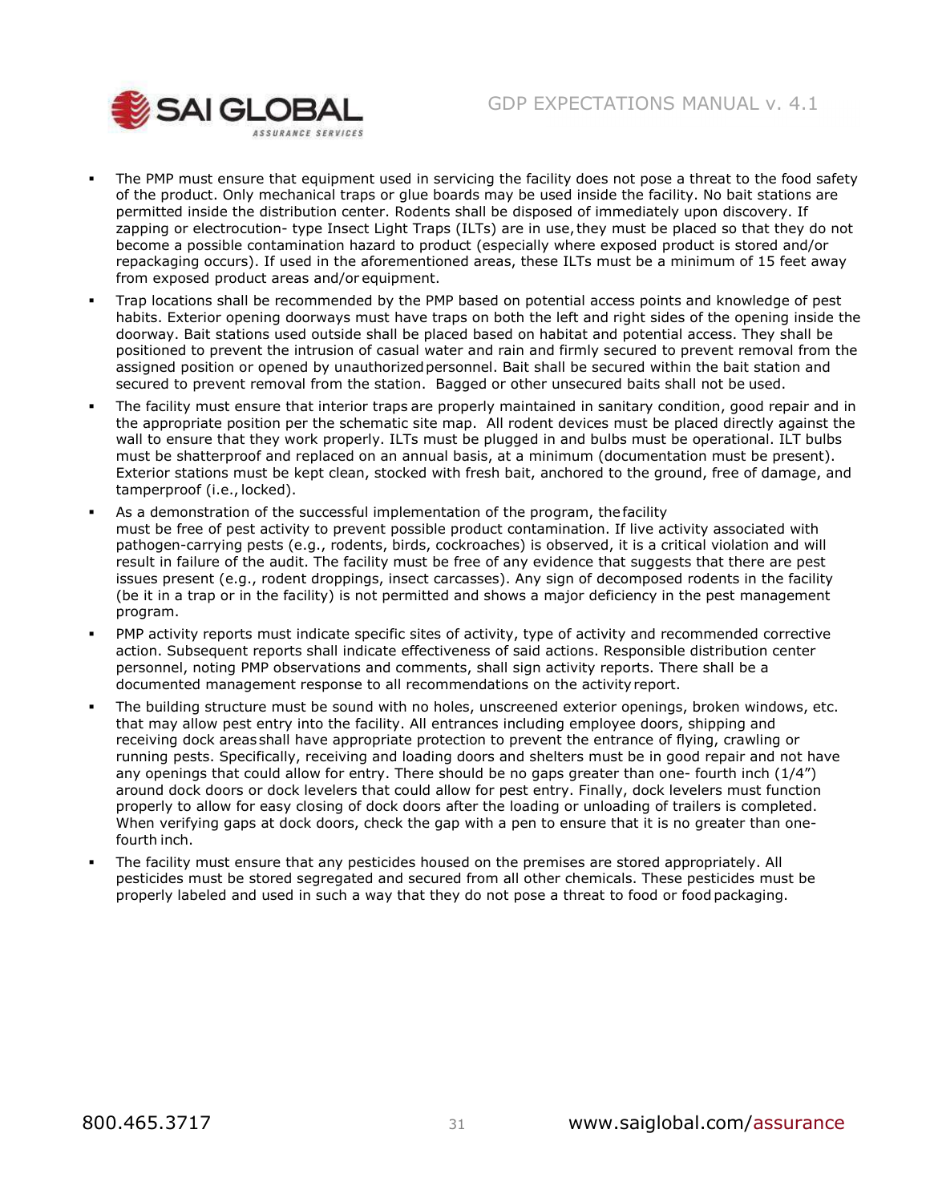- The PMP must ensure that equipment used in servicing the facility does not pose a threat to the food safety of the product. Only mechanical traps or glue boards may be used inside the facility. No bait stations are permitted inside the distribution center. Rodents shall be disposed of immediately upon discovery. If zapping or electrocution- type Insect Light Traps (ILTs) are in use, they must be placed so that they do not become a possible contamination hazard to product (especially where exposed product is stored and/or repackaging occurs). If used in the aforementioned areas, these ILTs must be a minimum of 15 feet away from exposed product areas and/or equipment.
- Trap locations shall be recommended by the PMP based on potential access points and knowledge of pest habits. Exterior opening doorways must have traps on both the left and right sides of the opening inside the doorway. Bait stations used outside shall be placed based on habitat and potential access. They shall be positioned to prevent the intrusion of casual water and rain and firmly secured to prevent removal from the assigned position or opened by unauthorized personnel. Bait shall be secured within the bait station and secured to prevent removal from the station. Bagged or other unsecured baits shall not be used.
- The facility must ensure that interior traps are properly maintained in sanitary condition, good repair and in the appropriate position per the schematic site map. All rodent devices must be placed directly against the wall to ensure that they work properly. ILTs must be plugged in and bulbs must be operational. ILT bulbs must be shatterproof and replaced on an annual basis, at a minimum (documentation must be present). Exterior stations must be kept clean, stocked with fresh bait, anchored to the ground, free of damage, and tamperproof (i.e., locked).
- As a demonstration of the successful implementation of the program, the facility must be free of pest activity to prevent possible product contamination. If live activity associated with pathogen-carrying pests (e.g., rodents, birds, cockroaches) is observed, it is a critical violation and will result in failure of the audit. The facility must be free of any evidence that suggests that there are pest issues present (e.g., rodent droppings, insect carcasses). Any sign of decomposed rodents in the facility (be it in a trap or in the facility) is not permitted and shows a major deficiency in the pest management program.
- PMP activity reports must indicate specific sites of activity, type of activity and recommended corrective action. Subsequent reports shall indicate effectiveness of said actions. Responsible distribution center personnel, noting PMP observations and comments, shall sign activity reports. There shall be a documented management response to all recommendations on the activity report.
- The building structure must be sound with no holes, unscreened exterior openings, broken windows, etc. that may allow pest entry into the facility. All entrances including employee doors, shipping and receiving dock areas shall have appropriate protection to prevent the entrance of flying, crawling or running pests. Specifically, receiving and loading doors and shelters must be in good repair and not have any openings that could allow for entry. There should be no gaps greater than one- fourth inch (1/4") around dock doors or dock levelers that could allow for pest entry. Finally, dock levelers must function properly to allow for easy closing of dock doors after the loading or unloading of trailers is completed. When verifying gaps at dock doors, check the gap with a pen to ensure that it is no greater than one-fourth inch.
- The facility must ensure that any pesticides housed on the premises are stored appropriately. All pesticides must be stored segregated and secured from all other chemicals. These pesticides must be properly labeled and used in such a way that they do not pose a threat to food or food packaging.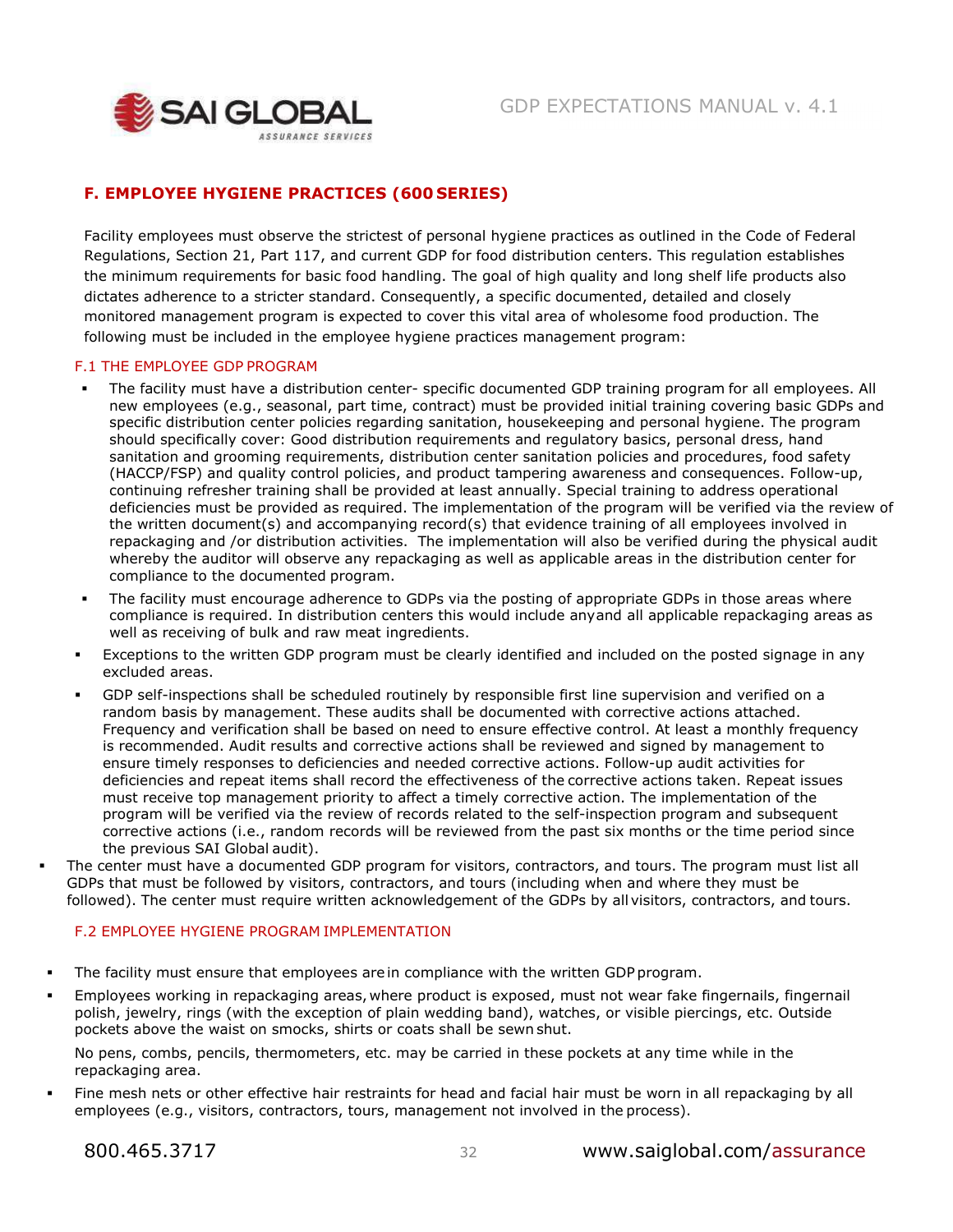## F. EMPLOYEE HYGIENE PRACTICES (600 SERIES)

Facility employees must observe the strictest of personal hygiene practices as outlined in the Code of Federal Regulations, Section 21, Part 117, and current GDP for food distribution centers. This regulation establishes the minimum requirements for basic food handling. The goal of high quality and long shelf life products also dictates adherence to a stricter standard. Consequently, a specific documented, detailed and closely monitored management program is expected to cover this vital area of wholesome food production. The following must be included in the employee hygiene practices management program:

### F.1 THE EMPLOYEE GDP PROGRAM

- The facility must have a distribution center- specific documented GDP training program for all employees. All new employees (e.g., seasonal, part time, contract) must be provided initial training covering basic GDPs and specific distribution center policies regarding sanitation, housekeeping and personal hygiene. The program should specifically cover: Good distribution requirements and regulatory basics, personal dress, hand sanitation and grooming requirements, distribution center sanitation policies and procedures, food safety (HACCP/FSP) and quality control policies, and product tampering awareness and consequences. Follow-up, continuing refresher training shall be provided at least annually. Special training to address operational deficiencies must be provided as required. The implementation of the program will be verified via the review of the written document(s) and accompanying record(s) that evidence training of all employees involved in repackaging and /or distribution activities. The implementation will also be verified during the physical audit whereby the auditor will observe any repackaging as well as applicable areas in the distribution center for compliance to the documented program.
- The facility must encourage adherence to GDPs via the posting of appropriate GDPs in those areas where compliance is required. In distribution centers this would include any and all applicable repackaging areas as well as receiving of bulk and raw meat ingredients.
- Exceptions to the written GDP program must be clearly identified and included on the posted signage in any excluded areas.
- GDP self-inspections shall be scheduled routinely by responsible first line supervision and verified on a random basis by management. These audits shall be documented with corrective actions attached. Frequency and verification shall be based on need to ensure effective control. At least a monthly frequency is recommended. Audit results and corrective actions shall be reviewed and signed by management to ensure timely responses to deficiencies and needed corrective actions. Follow-up audit activities for deficiencies and repeat items shall record the effectiveness of the corrective actions taken. Repeat issues must receive top management priority to affect a timely corrective action. The implementation of the program will be verified via the review of records related to the self-inspection program and subsequent corrective actions (i.e., random records will be reviewed from the past six months or the time period since the previous SAI Global audit).
- The center must have a documented GDP program for visitors, contractors, and tours. The program must list all GDPs that must be followed by visitors, contractors, and tours (including when and where they must be followed). The center must require written acknowledgement of the GDPs by all visitors, contractors, and tours.

### F.2 EMPLOYEE HYGIENE PROGRAM IMPLEMENTATION

- The facility must ensure that employees are in compliance with the written GDP program.
- Employees working in repackaging areas, where product is exposed, must not wear fake fingernails, fingernail polish, jewelry, rings (with the exception of plain wedding band), watches, or visible piercings, etc. Outside pockets above the waist on smocks, shirts or coats shall be sewn shut.

  No pens, combs, pencils, thermometers, etc. may be carried in these pockets at any time while in the repackaging area.
- Fine mesh nets or other effective hair restraints for head and facial hair must be worn in all repackaging by all employees (e.g., visitors, contractors, tours, management not involved in the process).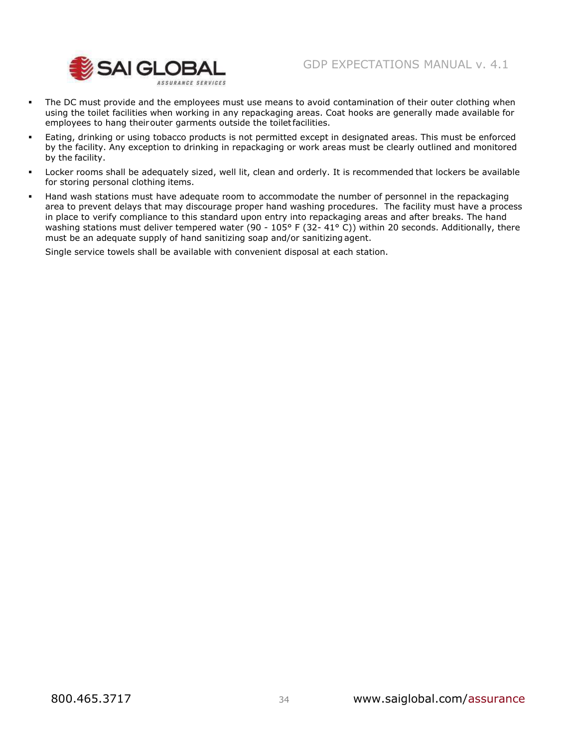- The DC must provide and the employees must use means to avoid contamination of their outer clothing when using the toilet facilities when working in any repackaging areas. Coat hooks are generally made available for employees to hang their outer garments outside the toilet facilities.
- Eating, drinking or using tobacco products is not permitted except in designated areas. This must be enforced by the facility. Any exception to drinking in repackaging or work areas must be clearly outlined and monitored by the facility.
- Locker rooms shall be adequately sized, well lit, clean and orderly. It is recommended that lockers be available for storing personal clothing items.
- Hand wash stations must have adequate room to accommodate the number of personnel in the repackaging area to prevent delays that may discourage proper hand washing procedures. The facility must have a process in place to verify compliance to this standard upon entry into repackaging areas and after breaks. The hand washing stations must deliver tempered water (90 - 105° F (32- 41° C)) within 20 seconds. Additionally, there must be an adequate supply of hand sanitizing soap and/or sanitizing agent.

  Single service towels shall be available with convenient disposal at each station.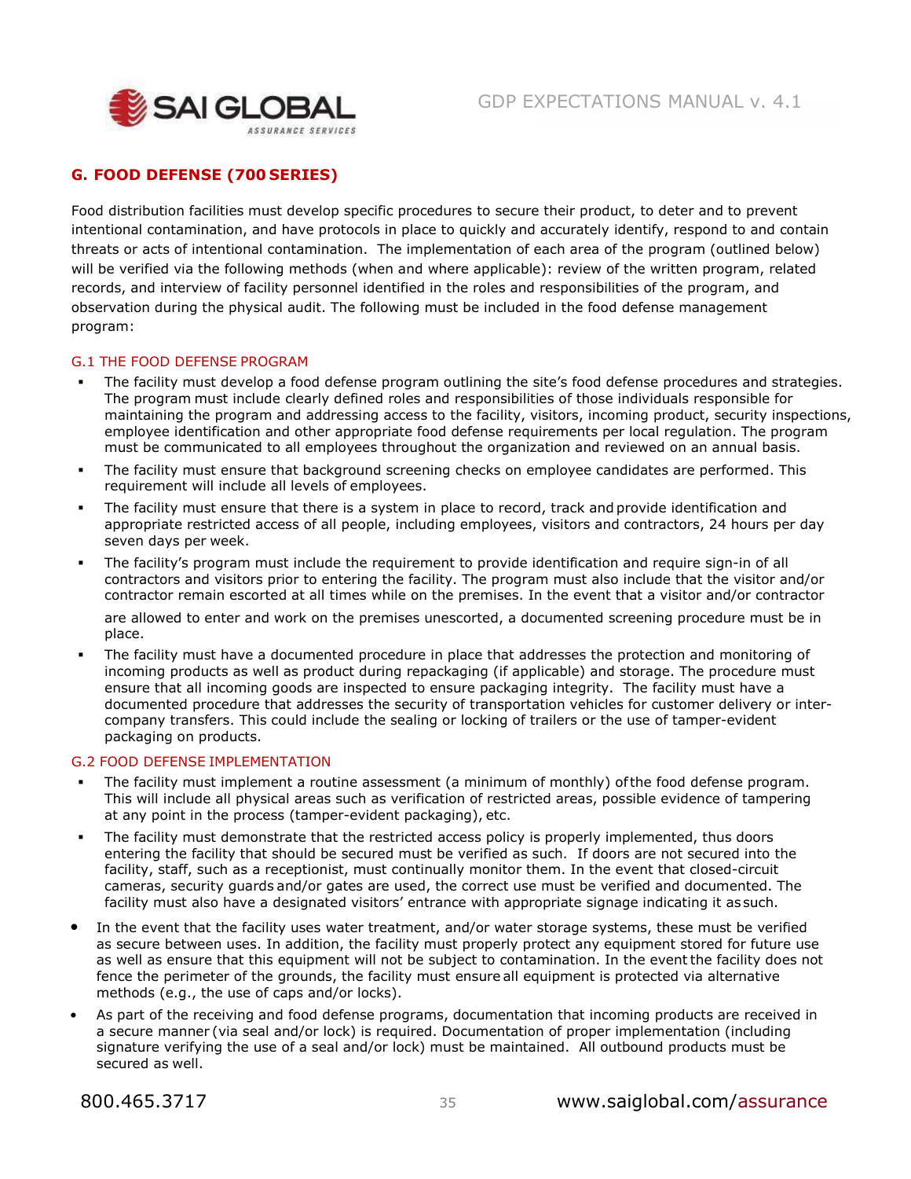## G. FOOD DEFENSE (700 SERIES)

Food distribution facilities must develop specific procedures to secure their product, to deter and to prevent intentional contamination, and have protocols in place to quickly and accurately identify, respond to and contain threats or acts of intentional contamination. The implementation of each area of the program (outlined below) will be verified via the following methods (when and where applicable): review of the written program, related records, and interview of facility personnel identified in the roles and responsibilities of the program, and observation during the physical audit. The following must be included in the food defense management program:

### G.1 THE FOOD DEFENSE PROGRAM

- The facility must develop a food defense program outlining the site's food defense procedures and strategies. The program must include clearly defined roles and responsibilities of those individuals responsible for maintaining the program and addressing access to the facility, visitors, incoming product, security inspections, employee identification and other appropriate food defense requirements per local regulation. The program must be communicated to all employees throughout the organization and reviewed on an annual basis.
- The facility must ensure that background screening checks on employee candidates are performed. This requirement will include all levels of employees.
- The facility must ensure that there is a system in place to record, track and provide identification and appropriate restricted access of all people, including employees, visitors and contractors, 24 hours per day seven days per week.
- The facility's program must include the requirement to provide identification and require sign-in of all contractors and visitors prior to entering the facility. The program must also include that the visitor and/or contractor remain escorted at all times while on the premises. In the event that a visitor and/or contractor are allowed to enter and work on the premises unescorted, a documented screening procedure must be in place.
- The facility must have a documented procedure in place that addresses the protection and monitoring of incoming products as well as product during repackaging (if applicable) and storage. The procedure must ensure that all incoming goods are inspected to ensure packaging integrity. The facility must have a documented procedure that addresses the security of transportation vehicles for customer delivery or inter-company transfers. This could include the sealing or locking of trailers or the use of tamper-evident packaging on products.

### G.2 FOOD DEFENSE IMPLEMENTATION

- The facility must implement a routine assessment (a minimum of monthly) of the food defense program. This will include all physical areas such as verification of restricted areas, possible evidence of tampering at any point in the process (tamper-evident packaging), etc.
- The facility must demonstrate that the restricted access policy is properly implemented, thus doors entering the facility that should be secured must be verified as such. If doors are not secured into the facility, staff, such as a receptionist, must continually monitor them. In the event that closed-circuit cameras, security guards and/or gates are used, the correct use must be verified and documented. The facility must also have a designated visitors' entrance with appropriate signage indicating it as such.
- In the event that the facility uses water treatment, and/or water storage systems, these must be verified as secure between uses. In addition, the facility must properly protect any equipment stored for future use as well as ensure that this equipment will not be subject to contamination. In the event the facility does not fence the perimeter of the grounds, the facility must ensure all equipment is protected via alternative methods (e.g., the use of caps and/or locks).
- As part of the receiving and food defense programs, documentation that incoming products are received in a secure manner (via seal and/or lock) is required. Documentation of proper implementation (including signature verifying the use of a seal and/or lock) must be maintained. All outbound products must be secured as well.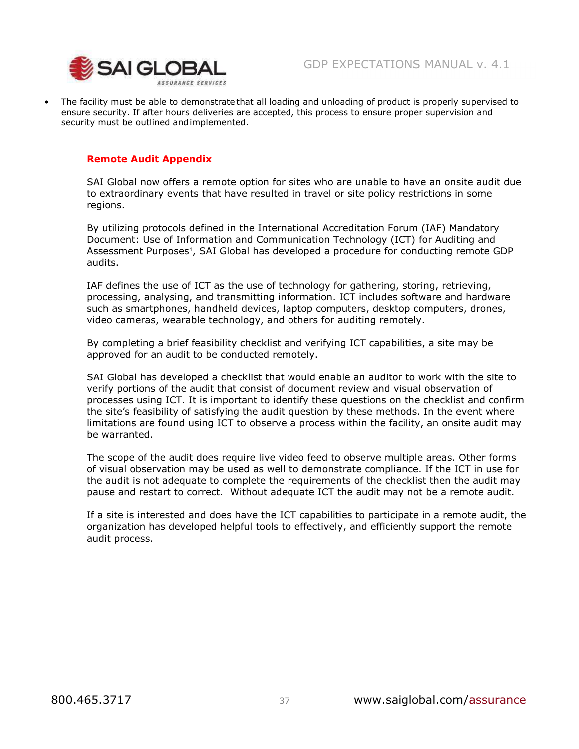- The facility must be able to demonstrate that all loading and unloading of product is properly supervised to ensure security. If after hours deliveries are accepted, this process to ensure proper supervision and security must be outlined and implemented.

## Remote Audit Appendix

SAI Global now offers a remote option for sites who are unable to have an onsite audit due to extraordinary events that have resulted in travel or site policy restrictions in some regions.

By utilizing protocols defined in the International Accreditation Forum (IAF) Mandatory Document: Use of Information and Communication Technology (ICT) for Auditing and Assessment Purposes[1], SAI Global has developed a procedure for conducting remote GDP audits.

IAF defines the use of ICT as the use of technology for gathering, storing, retrieving, processing, analysing, and transmitting information. ICT includes software and hardware such as smartphones, handheld devices, laptop computers, desktop computers, drones, video cameras, wearable technology, and others for auditing remotely.

By completing a brief feasibility checklist and verifying ICT capabilities, a site may be approved for an audit to be conducted remotely.

SAI Global has developed a checklist that would enable an auditor to work with the site to verify portions of the audit that consist of document review and visual observation of processes using ICT. It is important to identify these questions on the checklist and confirm the site's feasibility of satisfying the audit question by these methods. In the event where limitations are found using ICT to observe a process within the facility, an onsite audit may be warranted.

The scope of the audit does require live video feed to observe multiple areas. Other forms of visual observation may be used as well to demonstrate compliance. If the ICT in use for the audit is not adequate to complete the requirements of the checklist then the audit may pause and restart to correct. Without adequate ICT the audit may not be a remote audit.

If a site is interested and does have the ICT capabilities to participate in a remote audit, the organization has developed helpful tools to effectively, and efficiently support the remote audit process.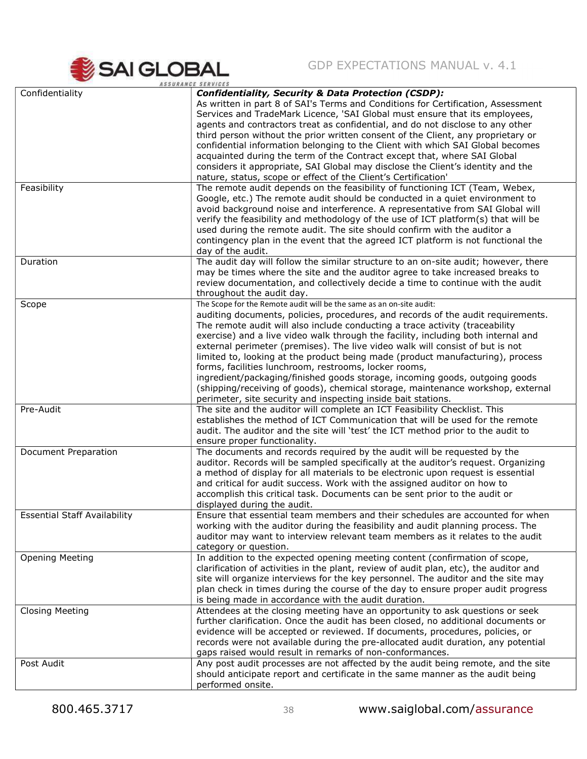| | |
|---|---|
| Confidentiality | ***Confidentiality, Security & Data Protection (CSDP):*** As written in part 8 of SAI's Terms and Conditions for Certification, Assessment Services and TradeMark Licence, 'SAI Global must ensure that its employees, agents and contractors treat as confidential, and do not disclose to any other third person without the prior written consent of the Client, any proprietary or confidential information belonging to the Client with which SAI Global becomes acquainted during the term of the Contract except that, where SAI Global considers it appropriate, SAI Global may disclose the Client's identity and the nature, status, scope or effect of the Client's Certification' |
| Feasibility | The remote audit depends on the feasibility of functioning ICT (Team, Webex, Google, etc.) The remote audit should be conducted in a quiet environment to avoid background noise and interference. A representative from SAI Global will verify the feasibility and methodology of the use of ICT platform(s) that will be used during the remote audit. The site should confirm with the auditor a contingency plan in the event that the agreed ICT platform is not functional the day of the audit. |
| Duration | The audit day will follow the similar structure to an on-site audit; however, there may be times where the site and the auditor agree to take increased breaks to review documentation, and collectively decide a time to continue with the audit throughout the audit day. |
| Scope | The Scope for the Remote audit will be the same as an on-site audit: auditing documents, policies, procedures, and records of the audit requirements. The remote audit will also include conducting a trace activity (traceability exercise) and a live video walk through the facility, including both internal and external perimeter (premises). The live video walk will consist of but is not limited to, looking at the product being made (product manufacturing), process forms, facilities lunchroom, restrooms, locker rooms, ingredient/packaging/finished goods storage, incoming goods, outgoing goods (shipping/receiving of goods), chemical storage, maintenance workshop, external perimeter, site security and inspecting inside bait stations. |
| Pre-Audit | The site and the auditor will complete an ICT Feasibility Checklist. This establishes the method of ICT Communication that will be used for the remote audit. The auditor and the site will 'test' the ICT method prior to the audit to ensure proper functionality. |
| Document Preparation | The documents and records required by the audit will be requested by the auditor. Records will be sampled specifically at the auditor's request. Organizing a method of display for all materials to be electronic upon request is essential and critical for audit success. Work with the assigned auditor on how to accomplish this critical task. Documents can be sent prior to the audit or displayed during the audit. |
| Essential Staff Availability | Ensure that essential team members and their schedules are accounted for when working with the auditor during the feasibility and audit planning process. The auditor may want to interview relevant team members as it relates to the audit category or question. |
| Opening Meeting | In addition to the expected opening meeting content (confirmation of scope, clarification of activities in the plant, review of audit plan, etc), the auditor and site will organize interviews for the key personnel. The auditor and the site may plan check in times during the course of the day to ensure proper audit progress is being made in accordance with the audit duration. |
| Closing Meeting | Attendees at the closing meeting have an opportunity to ask questions or seek further clarification. Once the audit has been closed, no additional documents or evidence will be accepted or reviewed. If documents, procedures, policies, or records were not available during the pre-allocated audit duration, any potential gaps raised would result in remarks of non-conformances. |
| Post Audit | Any post audit processes are not affected by the audit being remote, and the site should anticipate report and certificate in the same manner as the audit being performed onsite. |